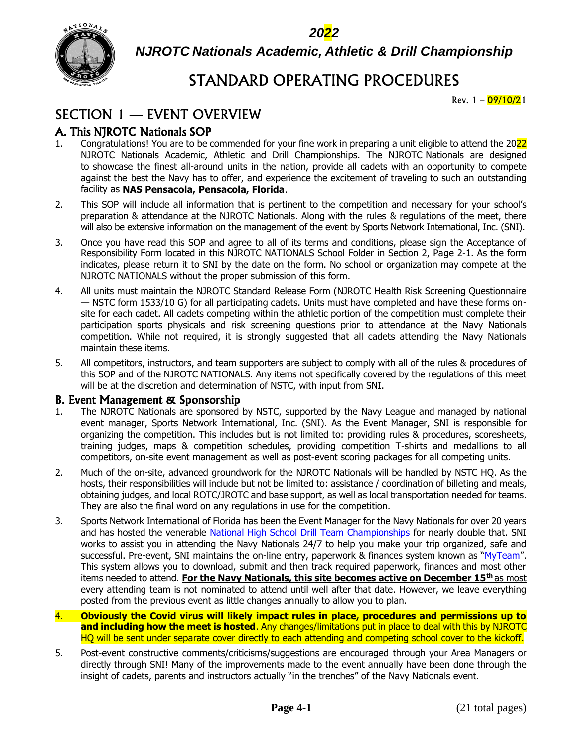***2022***

***NJROTC Nationals Academic, Athletic & Drill Championship***

# STANDARD OPERATING PROCEDURES

Rev. 1 – 09/10/21

## SECTION 1 — EVENT OVERVIEW

### A. This NJROTC Nationals SOP

1. Congratulations! You are to be commended for your fine work in preparing a unit eligible to attend the 2022 NJROTC Nationals Academic, Athletic and Drill Championships. The NJROTC Nationals are designed to showcase the finest all-around units in the nation, provide all cadets with an opportunity to compete against the best the Navy has to offer, and experience the excitement of traveling to such an outstanding facility as **NAS Pensacola, Pensacola, Florida**.
2. This SOP will include all information that is pertinent to the competition and necessary for your school's preparation & attendance at the NJROTC Nationals. Along with the rules & regulations of the meet, there will also be extensive information on the management of the event by Sports Network International, Inc. (SNI).
3. Once you have read this SOP and agree to all of its terms and conditions, please sign the Acceptance of Responsibility Form located in this NJROTC NATIONALS School Folder in Section 2, Page 2-1. As the form indicates, please return it to SNI by the date on the form. No school or organization may compete at the NJROTC NATIONALS without the proper submission of this form.
4. All units must maintain the NJROTC Standard Release Form (NJROTC Health Risk Screening Questionnaire — NSTC form 1533/10 G) for all participating cadets. Units must have completed and have these forms on-site for each cadet. All cadets competing within the athletic portion of the competition must complete their participation sports physicals and risk screening questions prior to attendance at the Navy Nationals competition. While not required, it is strongly suggested that all cadets attending the Navy Nationals maintain these items.
5. All competitors, instructors, and team supporters are subject to comply with all of the rules & procedures of this SOP and of the NJROTC NATIONALS. Any items not specifically covered by the regulations of this meet will be at the discretion and determination of NSTC, with input from SNI.

### B. Event Management & Sponsorship

1. The NJROTC Nationals are sponsored by NSTC, supported by the Navy League and managed by national event manager, Sports Network International, Inc. (SNI). As the Event Manager, SNI is responsible for organizing the competition. This includes but is not limited to: providing rules & procedures, scoresheets, training judges, maps & competition schedules, providing competition T-shirts and medallions to all competitors, on-site event management as well as post-event scoring packages for all competing units.
2. Much of the on-site, advanced groundwork for the NJROTC Nationals will be handled by NSTC HQ. As the hosts, their responsibilities will include but not be limited to: assistance / coordination of billeting and meals, obtaining judges, and local ROTC/JROTC and base support, as well as local transportation needed for teams. They are also the final word on any regulations in use for the competition.
3. Sports Network International of Florida has been the Event Manager for the Navy Nationals for over 20 years and has hosted the venerable National High School Drill Team Championships for nearly double that. SNI works to assist you in attending the Navy Nationals 24/7 to help you make your trip organized, safe and successful. Pre-event, SNI maintains the on-line entry, paperwork & finances system known as "MyTeam". This system allows you to download, submit and then track required paperwork, finances and most other items needed to attend. **For the Navy Nationals, this site becomes active on December 15th** as most every attending team is not nominated to attend until well after that date. However, we leave everything posted from the previous event as little changes annually to allow you to plan.
4. **Obviously the Covid virus will likely impact rules in place, procedures and permissions up to and including how the meet is hosted**. Any changes/limitations put in place to deal with this by NJROTC HQ will be sent under separate cover directly to each attending and competing school cover to the kickoff.
5. Post-event constructive comments/criticisms/suggestions are encouraged through your Area Managers or directly through SNI! Many of the improvements made to the event annually have been done through the insight of cadets, parents and instructors actually "in the trenches" of the Navy Nationals event.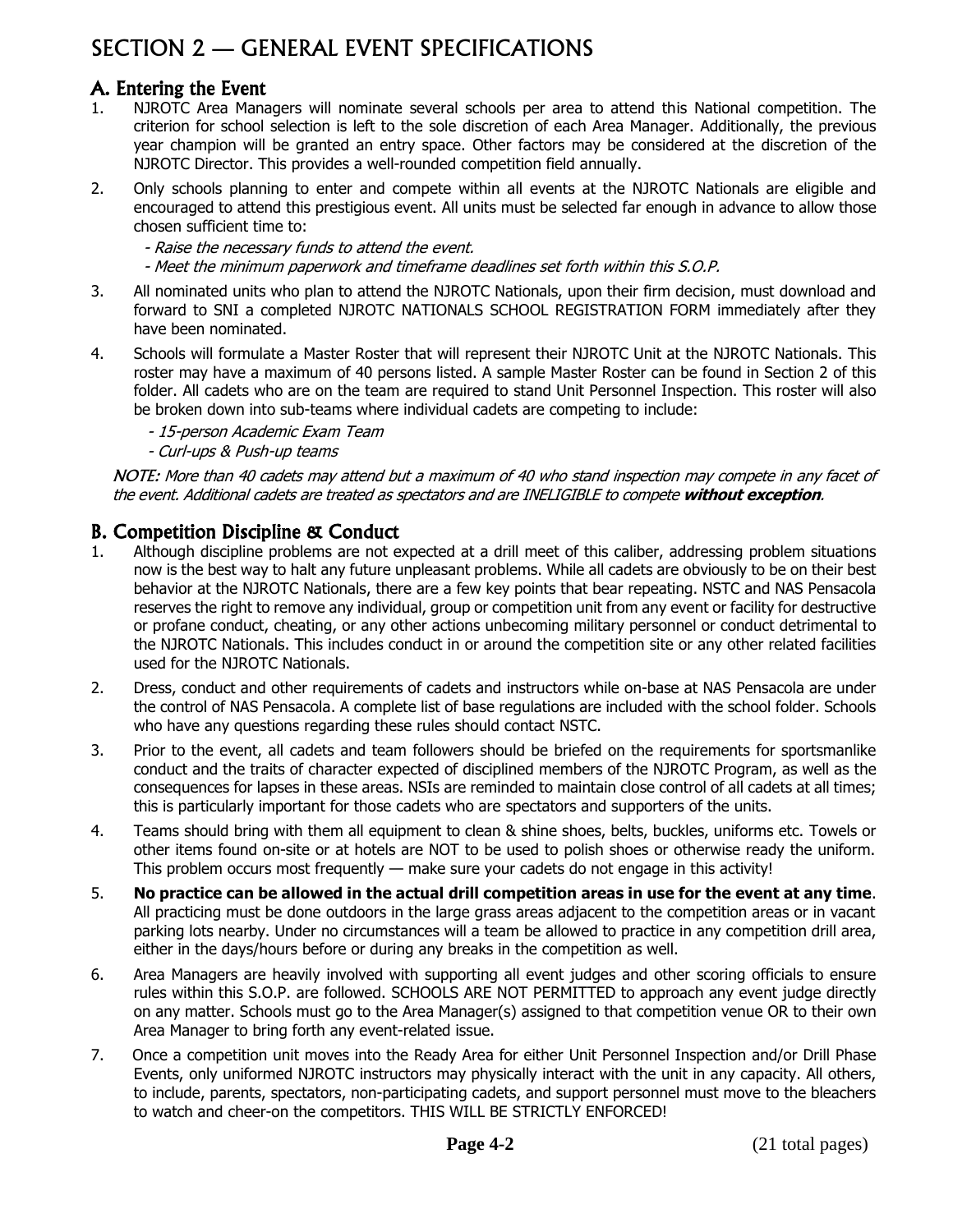# SECTION 2 — GENERAL EVENT SPECIFICATIONS

## A. Entering the Event

1. NJROTC Area Managers will nominate several schools per area to attend this National competition. The criterion for school selection is left to the sole discretion of each Area Manager. Additionally, the previous year champion will be granted an entry space. Other factors may be considered at the discretion of the NJROTC Director. This provides a well-rounded competition field annually.

2. Only schools planning to enter and compete within all events at the NJROTC Nationals are eligible and encouraged to attend this prestigious event. All units must be selected far enough in advance to allow those chosen sufficient time to:

   *- Raise the necessary funds to attend the event.*
   *- Meet the minimum paperwork and timeframe deadlines set forth within this S.O.P.*

3. All nominated units who plan to attend the NJROTC Nationals, upon their firm decision, must download and forward to SNI a completed NJROTC NATIONALS SCHOOL REGISTRATION FORM immediately after they have been nominated.

4. Schools will formulate a Master Roster that will represent their NJROTC Unit at the NJROTC Nationals. This roster may have a maximum of 40 persons listed. A sample Master Roster can be found in Section 2 of this folder. All cadets who are on the team are required to stand Unit Personnel Inspection. This roster will also be broken down into sub-teams where individual cadets are competing to include:

   *- 15-person Academic Exam Team*
   *- Curl-ups & Push-up teams*

*NOTE: More than 40 cadets may attend but a maximum of 40 who stand inspection may compete in any facet of the event. Additional cadets are treated as spectators and are INELIGIBLE to compete **without exception**.*

## B. Competition Discipline & Conduct

1. Although discipline problems are not expected at a drill meet of this caliber, addressing problem situations now is the best way to halt any future unpleasant problems. While all cadets are obviously to be on their best behavior at the NJROTC Nationals, there are a few key points that bear repeating. NSTC and NAS Pensacola reserves the right to remove any individual, group or competition unit from any event or facility for destructive or profane conduct, cheating, or any other actions unbecoming military personnel or conduct detrimental to the NJROTC Nationals. This includes conduct in or around the competition site or any other related facilities used for the NJROTC Nationals.

2. Dress, conduct and other requirements of cadets and instructors while on-base at NAS Pensacola are under the control of NAS Pensacola. A complete list of base regulations are included with the school folder. Schools who have any questions regarding these rules should contact NSTC.

3. Prior to the event, all cadets and team followers should be briefed on the requirements for sportsmanlike conduct and the traits of character expected of disciplined members of the NJROTC Program, as well as the consequences for lapses in these areas. NSIs are reminded to maintain close control of all cadets at all times; this is particularly important for those cadets who are spectators and supporters of the units.

4. Teams should bring with them all equipment to clean & shine shoes, belts, buckles, uniforms etc. Towels or other items found on-site or at hotels are NOT to be used to polish shoes or otherwise ready the uniform. This problem occurs most frequently — make sure your cadets do not engage in this activity!

5. **No practice can be allowed in the actual drill competition areas in use for the event at any time**. All practicing must be done outdoors in the large grass areas adjacent to the competition areas or in vacant parking lots nearby. Under no circumstances will a team be allowed to practice in any competition drill area, either in the days/hours before or during any breaks in the competition as well.

6. Area Managers are heavily involved with supporting all event judges and other scoring officials to ensure rules within this S.O.P. are followed. SCHOOLS ARE NOT PERMITTED to approach any event judge directly on any matter. Schools must go to the Area Manager(s) assigned to that competition venue OR to their own Area Manager to bring forth any event-related issue.

7. Once a competition unit moves into the Ready Area for either Unit Personnel Inspection and/or Drill Phase Events, only uniformed NJROTC instructors may physically interact with the unit in any capacity. All others, to include, parents, spectators, non-participating cadets, and support personnel must move to the bleachers to watch and cheer-on the competitors. THIS WILL BE STRICTLY ENFORCED!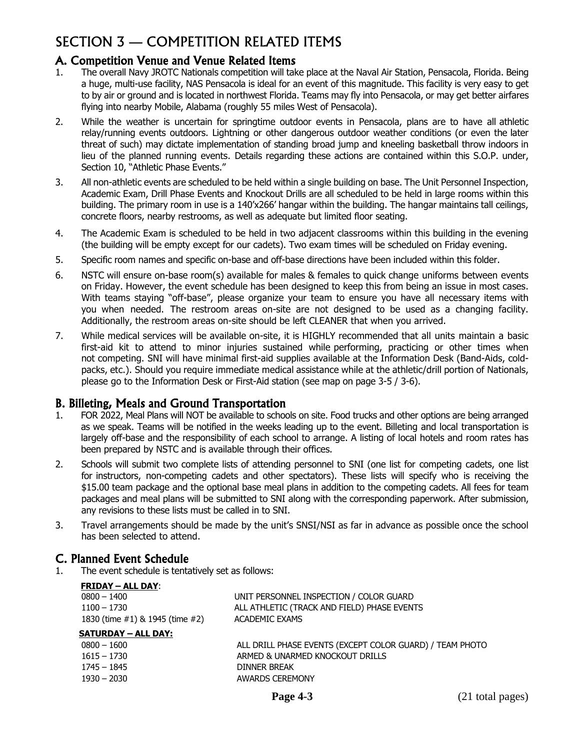# SECTION 3 — COMPETITION RELATED ITEMS

## A. Competition Venue and Venue Related Items

1. The overall Navy JROTC Nationals competition will take place at the Naval Air Station, Pensacola, Florida. Being a huge, multi-use facility, NAS Pensacola is ideal for an event of this magnitude. This facility is very easy to get to by air or ground and is located in northwest Florida. Teams may fly into Pensacola, or may get better airfares flying into nearby Mobile, Alabama (roughly 55 miles West of Pensacola).
2. While the weather is uncertain for springtime outdoor events in Pensacola, plans are to have all athletic relay/running events outdoors. Lightning or other dangerous outdoor weather conditions (or even the later threat of such) may dictate implementation of standing broad jump and kneeling basketball throw indoors in lieu of the planned running events. Details regarding these actions are contained within this S.O.P. under, Section 10, "Athletic Phase Events."
3. All non-athletic events are scheduled to be held within a single building on base. The Unit Personnel Inspection, Academic Exam, Drill Phase Events and Knockout Drills are all scheduled to be held in large rooms within this building. The primary room in use is a 140'x266' hangar within the building. The hangar maintains tall ceilings, concrete floors, nearby restrooms, as well as adequate but limited floor seating.
4. The Academic Exam is scheduled to be held in two adjacent classrooms within this building in the evening (the building will be empty except for our cadets). Two exam times will be scheduled on Friday evening.
5. Specific room names and specific on-base and off-base directions have been included within this folder.
6. NSTC will ensure on-base room(s) available for males & females to quick change uniforms between events on Friday. However, the event schedule has been designed to keep this from being an issue in most cases. With teams staying "off-base", please organize your team to ensure you have all necessary items with you when needed. The restroom areas on-site are not designed to be used as a changing facility. Additionally, the restroom areas on-site should be left CLEANER that when you arrived.
7. While medical services will be available on-site, it is HIGHLY recommended that all units maintain a basic first-aid kit to attend to minor injuries sustained while performing, practicing or other times when not competing. SNI will have minimal first-aid supplies available at the Information Desk (Band-Aids, cold-packs, etc.). Should you require immediate medical assistance while at the athletic/drill portion of Nationals, please go to the Information Desk or First-Aid station (see map on page 3-5 / 3-6).

## B. Billeting, Meals and Ground Transportation

1. FOR 2022, Meal Plans will NOT be available to schools on site. Food trucks and other options are being arranged as we speak. Teams will be notified in the weeks leading up to the event. Billeting and local transportation is largely off-base and the responsibility of each school to arrange. A listing of local hotels and room rates has been prepared by NSTC and is available through their offices.
2. Schools will submit two complete lists of attending personnel to SNI (one list for competing cadets, one list for instructors, non-competing cadets and other spectators). These lists will specify who is receiving the $15.00 team package and the optional base meal plans in addition to the competing cadets. All fees for team packages and meal plans will be submitted to SNI along with the corresponding paperwork. After submission, any revisions to these lists must be called in to SNI.
3. Travel arrangements should be made by the unit's SNSI/NSI as far in advance as possible once the school has been selected to attend.

## C. Planned Event Schedule

1. The event schedule is tentatively set as follows:

**FRIDAY – ALL DAY**:

| | |
|---|---|
| 0800 – 1400 | UNIT PERSONNEL INSPECTION / COLOR GUARD |
| 1100 – 1730 | ALL ATHLETIC (TRACK AND FIELD) PHASE EVENTS |
| 1830 (time #1) & 1945 (time #2) | ACADEMIC EXAMS |

**SATURDAY – ALL DAY:**

| | |
|---|---|
| 0800 – 1600 | ALL DRILL PHASE EVENTS (EXCEPT COLOR GUARD) / TEAM PHOTO |
| 1615 – 1730 | ARMED & UNARMED KNOCKOUT DRILLS |
| 1745 – 1845 | DINNER BREAK |
| 1930 – 2030 | AWARDS CEREMONY |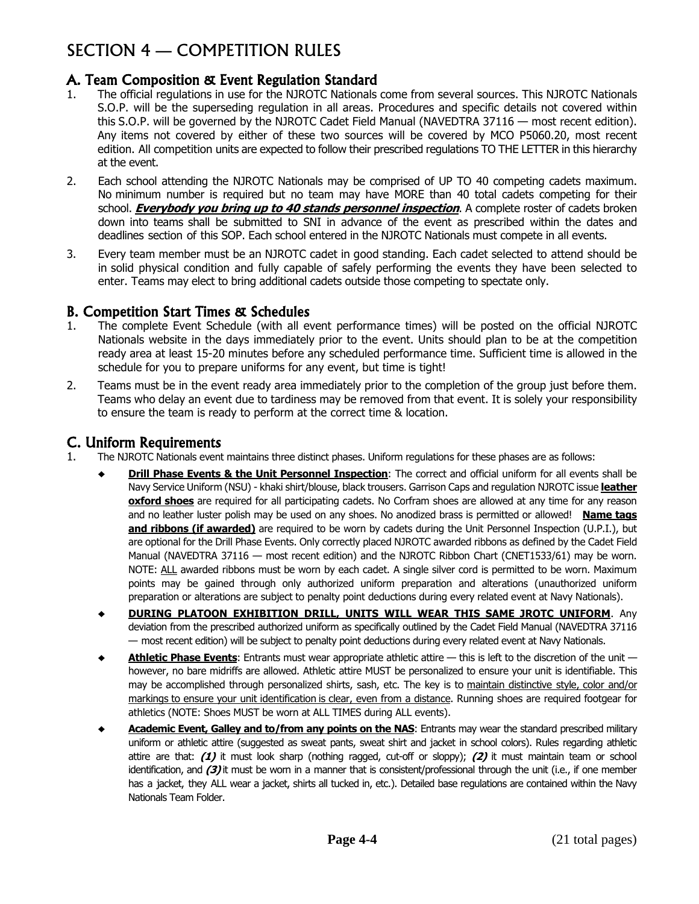# SECTION 4 — COMPETITION RULES

## A. Team Composition & Event Regulation Standard

1. The official regulations in use for the NJROTC Nationals come from several sources. This NJROTC Nationals S.O.P. will be the superseding regulation in all areas. Procedures and specific details not covered within this S.O.P. will be governed by the NJROTC Cadet Field Manual (NAVEDTRA 37116 — most recent edition). Any items not covered by either of these two sources will be covered by MCO P5060.20, most recent edition. All competition units are expected to follow their prescribed regulations TO THE LETTER in this hierarchy at the event.
2. Each school attending the NJROTC Nationals may be comprised of UP TO 40 competing cadets maximum. No minimum number is required but no team may have MORE than 40 total cadets competing for their school. ***Everybody you bring up to 40 stands personnel inspection***. A complete roster of cadets broken down into teams shall be submitted to SNI in advance of the event as prescribed within the dates and deadlines section of this SOP. Each school entered in the NJROTC Nationals must compete in all events.
3. Every team member must be an NJROTC cadet in good standing. Each cadet selected to attend should be in solid physical condition and fully capable of safely performing the events they have been selected to enter. Teams may elect to bring additional cadets outside those competing to spectate only.

## B. Competition Start Times & Schedules

1. The complete Event Schedule (with all event performance times) will be posted on the official NJROTC Nationals website in the days immediately prior to the event. Units should plan to be at the competition ready area at least 15-20 minutes before any scheduled performance time. Sufficient time is allowed in the schedule for you to prepare uniforms for any event, but time is tight!
2. Teams must be in the event ready area immediately prior to the completion of the group just before them. Teams who delay an event due to tardiness may be removed from that event. It is solely your responsibility to ensure the team is ready to perform at the correct time & location.

## C. Uniform Requirements

1. The NJROTC Nationals event maintains three distinct phases. Uniform regulations for these phases are as follows:
   - **Drill Phase Events & the Unit Personnel Inspection**: The correct and official uniform for all events shall be Navy Service Uniform (NSU) - khaki shirt/blouse, black trousers. Garrison Caps and regulation NJROTC issue **leather oxford shoes** are required for all participating cadets. No Corfram shoes are allowed at any time for any reason and no leather luster polish may be used on any shoes. No anodized brass is permitted or allowed! **Name tags and ribbons (if awarded)** are required to be worn by cadets during the Unit Personnel Inspection (U.P.I.), but are optional for the Drill Phase Events. Only correctly placed NJROTC awarded ribbons as defined by the Cadet Field Manual (NAVEDTRA 37116 — most recent edition) and the NJROTC Ribbon Chart (CNET1533/61) may be worn. NOTE: ALL awarded ribbons must be worn by each cadet. A single silver cord is permitted to be worn. Maximum points may be gained through only authorized uniform preparation and alterations (unauthorized uniform preparation or alterations are subject to penalty point deductions during every related event at Navy Nationals).
   - **DURING PLATOON EXHIBITION DRILL, UNITS WILL WEAR THIS SAME JROTC UNIFORM**. Any deviation from the prescribed authorized uniform as specifically outlined by the Cadet Field Manual (NAVEDTRA 37116 — most recent edition) will be subject to penalty point deductions during every related event at Navy Nationals.
   - **Athletic Phase Events**: Entrants must wear appropriate athletic attire — this is left to the discretion of the unit — however, no bare midriffs are allowed. Athletic attire MUST be personalized to ensure your unit is identifiable. This may be accomplished through personalized shirts, sash, etc. The key is to maintain distinctive style, color and/or markings to ensure your unit identification is clear, even from a distance. Running shoes are required footgear for athletics (NOTE: Shoes MUST be worn at ALL TIMES during ALL events).
   - **Academic Event, Galley and to/from any points on the NAS**: Entrants may wear the standard prescribed military uniform or athletic attire (suggested as sweat pants, sweat shirt and jacket in school colors). Rules regarding athletic attire are that: ***(1)*** it must look sharp (nothing ragged, cut-off or sloppy); ***(2)*** it must maintain team or school identification, and ***(3)*** it must be worn in a manner that is consistent/professional through the unit (i.e., if one member has a jacket, they ALL wear a jacket, shirts all tucked in, etc.). Detailed base regulations are contained within the Navy Nationals Team Folder.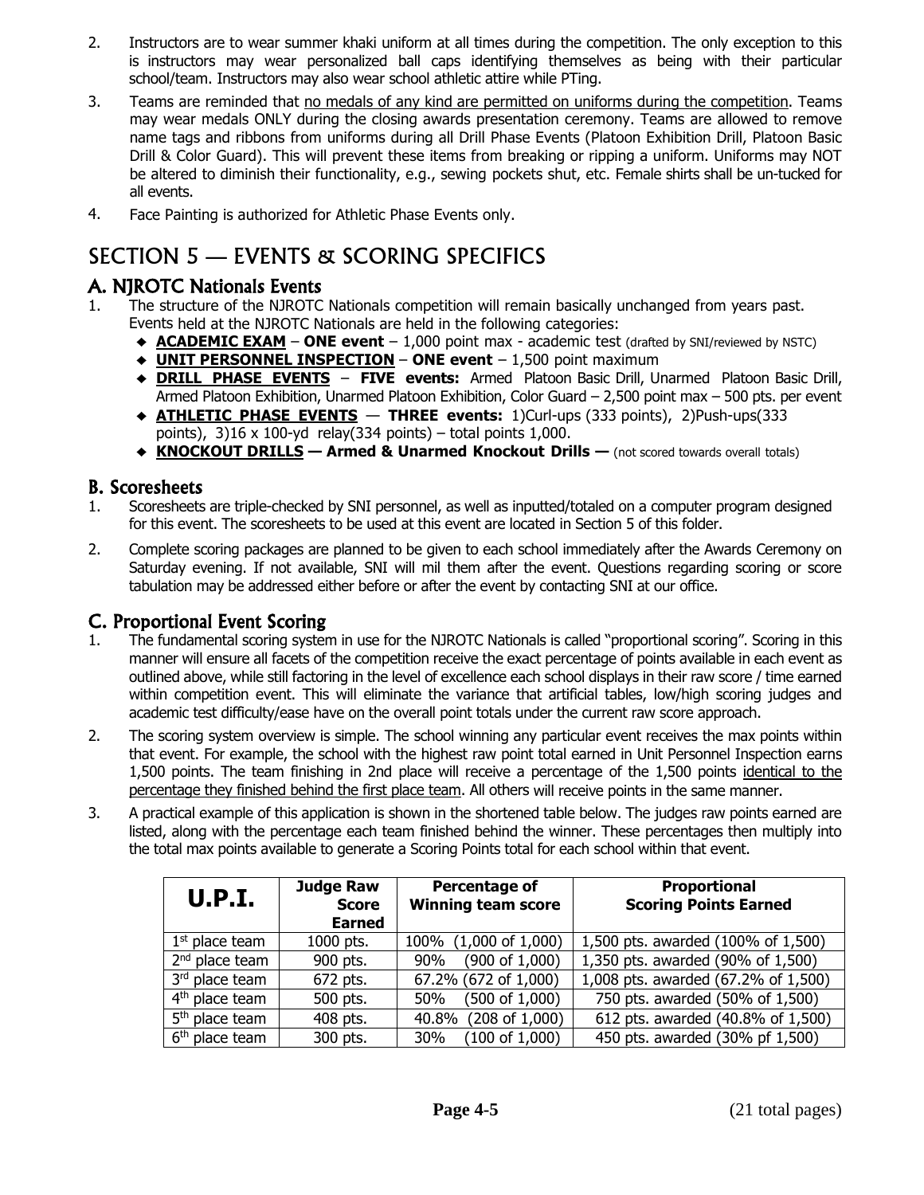2. Instructors are to wear summer khaki uniform at all times during the competition. The only exception to this is instructors may wear personalized ball caps identifying themselves as being with their particular school/team. Instructors may also wear school athletic attire while PTing.

3. Teams are reminded that no medals of any kind are permitted on uniforms during the competition. Teams may wear medals ONLY during the closing awards presentation ceremony. Teams are allowed to remove name tags and ribbons from uniforms during all Drill Phase Events (Platoon Exhibition Drill, Platoon Basic Drill & Color Guard). This will prevent these items from breaking or ripping a uniform. Uniforms may NOT be altered to diminish their functionality, e.g., sewing pockets shut, etc. Female shirts shall be un-tucked for all events.

4. Face Painting is authorized for Athletic Phase Events only.

# SECTION 5 — EVENTS & SCORING SPECIFICS

## A. NJROTC Nationals Events

1. The structure of the NJROTC Nationals competition will remain basically unchanged from years past. Events held at the NJROTC Nationals are held in the following categories:
   - **ACADEMIC EXAM** – **ONE event** – 1,000 point max - academic test (drafted by SNI/reviewed by NSTC)
   - **UNIT PERSONNEL INSPECTION** – **ONE event** – 1,500 point maximum
   - **DRILL PHASE EVENTS** – **FIVE events:** Armed Platoon Basic Drill, Unarmed Platoon Basic Drill, Armed Platoon Exhibition, Unarmed Platoon Exhibition, Color Guard – 2,500 point max – 500 pts. per event
   - **ATHLETIC PHASE EVENTS** — **THREE events:** 1)Curl-ups (333 points), 2)Push-ups(333 points), 3)16 x 100-yd relay(334 points) – total points 1,000.
   - **KNOCKOUT DRILLS — Armed & Unarmed Knockout Drills —** (not scored towards overall totals)

## B. Scoresheets

1. Scoresheets are triple-checked by SNI personnel, as well as inputted/totaled on a computer program designed for this event. The scoresheets to be used at this event are located in Section 5 of this folder.

2. Complete scoring packages are planned to be given to each school immediately after the Awards Ceremony on Saturday evening. If not available, SNI will mil them after the event. Questions regarding scoring or score tabulation may be addressed either before or after the event by contacting SNI at our office.

## C. Proportional Event Scoring

1. The fundamental scoring system in use for the NJROTC Nationals is called "proportional scoring". Scoring in this manner will ensure all facets of the competition receive the exact percentage of points available in each event as outlined above, while still factoring in the level of excellence each school displays in their raw score / time earned within competition event. This will eliminate the variance that artificial tables, low/high scoring judges and academic test difficulty/ease have on the overall point totals under the current raw score approach.

2. The scoring system overview is simple. The school winning any particular event receives the max points within that event. For example, the school with the highest raw point total earned in Unit Personnel Inspection earns 1,500 points. The team finishing in 2nd place will receive a percentage of the 1,500 points identical to the percentage they finished behind the first place team. All others will receive points in the same manner.

3. A practical example of this application is shown in the shortened table below. The judges raw points earned are listed, along with the percentage each team finished behind the winner. These percentages then multiply into the total max points available to generate a Scoring Points total for each school within that event.

| **U.P.I.** | **Judge Raw Score Earned** | **Percentage of Winning team score** | **Proportional Scoring Points Earned** |
|---|---|---|---|
| 1st place team | 1000 pts. | 100% (1,000 of 1,000) | 1,500 pts. awarded (100% of 1,500) |
| 2nd place team | 900 pts. | 90% (900 of 1,000) | 1,350 pts. awarded (90% of 1,500) |
| 3rd place team | 672 pts. | 67.2% (672 of 1,000) | 1,008 pts. awarded (67.2% of 1,500) |
| 4th place team | 500 pts. | 50% (500 of 1,000) | 750 pts. awarded (50% of 1,500) |
| 5th place team | 408 pts. | 40.8% (208 of 1,000) | 612 pts. awarded (40.8% of 1,500) |
| 6th place team | 300 pts. | 30% (100 of 1,000) | 450 pts. awarded (30% pf 1,500) |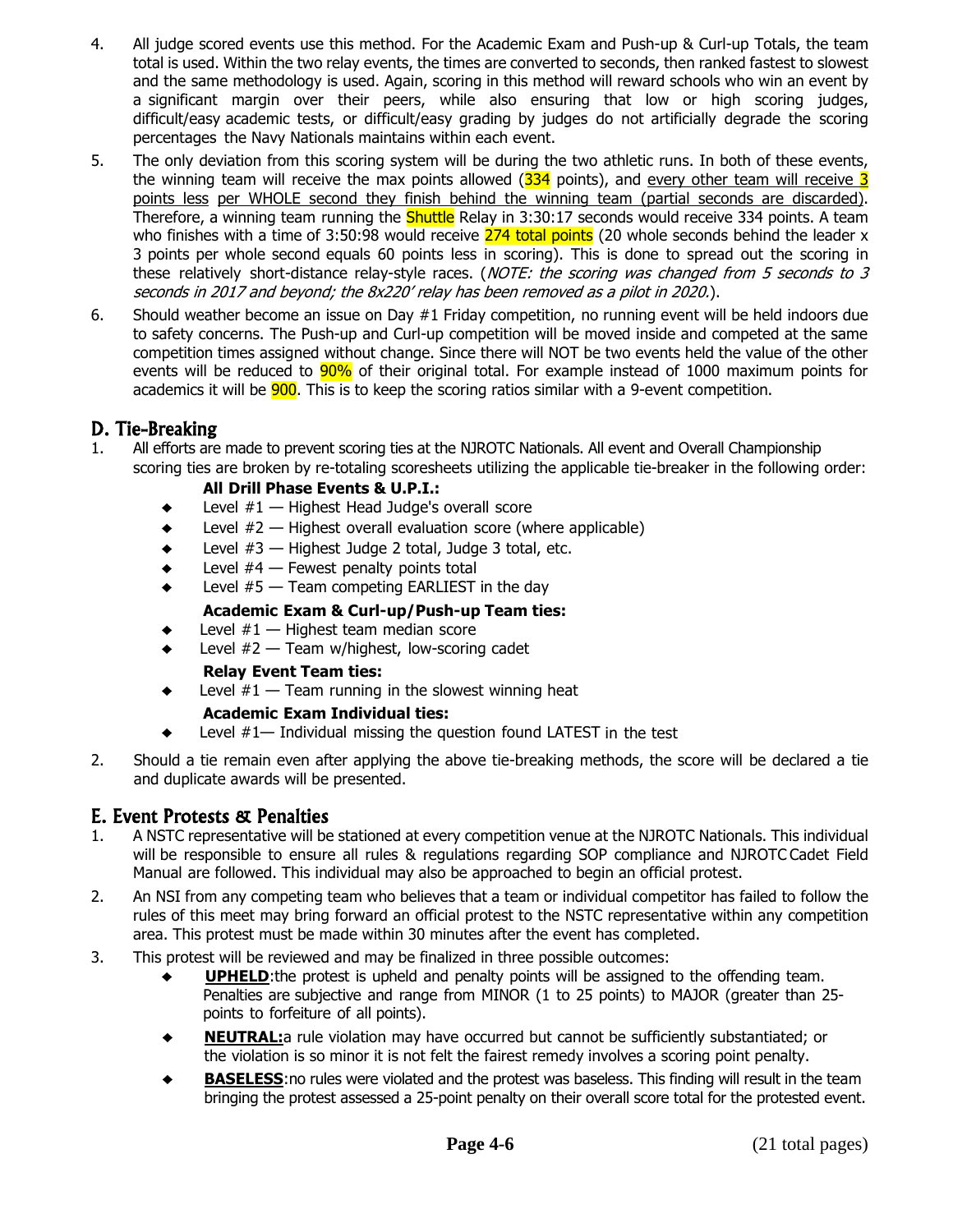4. All judge scored events use this method. For the Academic Exam and Push-up & Curl-up Totals, the team total is used. Within the two relay events, the times are converted to seconds, then ranked fastest to slowest and the same methodology is used. Again, scoring in this method will reward schools who win an event by a significant margin over their peers, while also ensuring that low or high scoring judges, difficult/easy academic tests, or difficult/easy grading by judges do not artificially degrade the scoring percentages the Navy Nationals maintains within each event.
5. The only deviation from this scoring system will be during the two athletic runs. In both of these events, the winning team will receive the max points allowed (334 points), and every other team will receive 3 points less per WHOLE second they finish behind the winning team (partial seconds are discarded). Therefore, a winning team running the Shuttle Relay in 3:30:17 seconds would receive 334 points. A team who finishes with a time of 3:50:98 would receive 274 total points (20 whole seconds behind the leader x 3 points per whole second equals 60 points less in scoring). This is done to spread out the scoring in these relatively short-distance relay-style races. (*NOTE: the scoring was changed from 5 seconds to 3 seconds in 2017 and beyond; the 8x220' relay has been removed as a pilot in 2020.*).
6. Should weather become an issue on Day #1 Friday competition, no running event will be held indoors due to safety concerns. The Push-up and Curl-up competition will be moved inside and competed at the same competition times assigned without change. Since there will NOT be two events held the value of the other events will be reduced to 90% of their original total. For example instead of 1000 maximum points for academics it will be 900. This is to keep the scoring ratios similar with a 9-event competition.

## D. Tie-Breaking

1. All efforts are made to prevent scoring ties at the NJROTC Nationals. All event and Overall Championship scoring ties are broken by re-totaling scoresheets utilizing the applicable tie-breaker in the following order:

   **All Drill Phase Events & U.P.I.:**
   - Level #1 — Highest Head Judge's overall score
   - Level #2 — Highest overall evaluation score (where applicable)
   - Level #3 — Highest Judge 2 total, Judge 3 total, etc.
   - Level #4 — Fewest penalty points total
   - Level #5 — Team competing EARLIEST in the day

   **Academic Exam & Curl-up/Push-up Team ties:**
   - Level #1 — Highest team median score
   - Level #2 — Team w/highest, low-scoring cadet

   **Relay Event Team ties:**
   - Level #1 — Team running in the slowest winning heat

   **Academic Exam Individual ties:**
   - Level #1— Individual missing the question found LATEST in the test

2. Should a tie remain even after applying the above tie-breaking methods, the score will be declared a tie and duplicate awards will be presented.

## E. Event Protests & Penalties

1. A NSTC representative will be stationed at every competition venue at the NJROTC Nationals. This individual will be responsible to ensure all rules & regulations regarding SOP compliance and NJROTC Cadet Field Manual are followed. This individual may also be approached to begin an official protest.
2. An NSI from any competing team who believes that a team or individual competitor has failed to follow the rules of this meet may bring forward an official protest to the NSTC representative within any competition area. This protest must be made within 30 minutes after the event has completed.
3. This protest will be reviewed and may be finalized in three possible outcomes:
   - **UPHELD**:the protest is upheld and penalty points will be assigned to the offending team. Penalties are subjective and range from MINOR (1 to 25 points) to MAJOR (greater than 25-points to forfeiture of all points).
   - **NEUTRAL:**a rule violation may have occurred but cannot be sufficiently substantiated; or the violation is so minor it is not felt the fairest remedy involves a scoring point penalty.
   - **BASELESS**:no rules were violated and the protest was baseless. This finding will result in the team bringing the protest assessed a 25-point penalty on their overall score total for the protested event.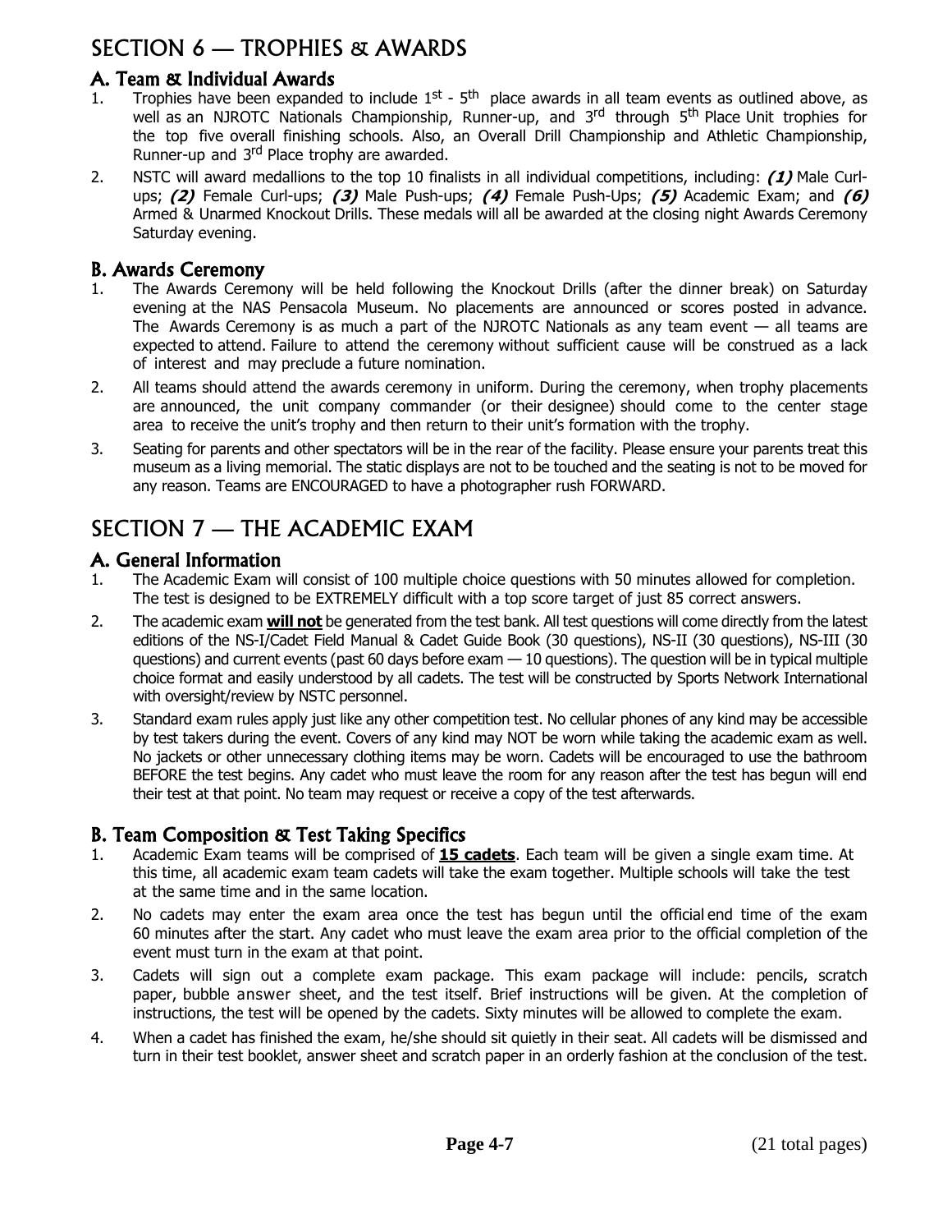# SECTION 6 — TROPHIES & AWARDS

## A. Team & Individual Awards

1. Trophies have been expanded to include 1st - 5th place awards in all team events as outlined above, as well as an NJROTC Nationals Championship, Runner-up, and 3rd through 5th Place Unit trophies for the top five overall finishing schools. Also, an Overall Drill Championship and Athletic Championship, Runner-up and 3rd Place trophy are awarded.
2. NSTC will award medallions to the top 10 finalists in all individual competitions, including: ***(1)*** Male Curl-ups; ***(2)*** Female Curl-ups; ***(3)*** Male Push-ups; ***(4)*** Female Push-Ups; ***(5)*** Academic Exam; and ***(6)*** Armed & Unarmed Knockout Drills. These medals will all be awarded at the closing night Awards Ceremony Saturday evening.

## B. Awards Ceremony

1. The Awards Ceremony will be held following the Knockout Drills (after the dinner break) on Saturday evening at the NAS Pensacola Museum. No placements are announced or scores posted in advance. The Awards Ceremony is as much a part of the NJROTC Nationals as any team event — all teams are expected to attend. Failure to attend the ceremony without sufficient cause will be construed as a lack of interest and may preclude a future nomination.
2. All teams should attend the awards ceremony in uniform. During the ceremony, when trophy placements are announced, the unit company commander (or their designee) should come to the center stage area to receive the unit's trophy and then return to their unit's formation with the trophy.
3. Seating for parents and other spectators will be in the rear of the facility. Please ensure your parents treat this museum as a living memorial. The static displays are not to be touched and the seating is not to be moved for any reason. Teams are ENCOURAGED to have a photographer rush FORWARD.

# SECTION 7 — THE ACADEMIC EXAM

## A. General Information

1. The Academic Exam will consist of 100 multiple choice questions with 50 minutes allowed for completion. The test is designed to be EXTREMELY difficult with a top score target of just 85 correct answers.
2. The academic exam **will not** be generated from the test bank. All test questions will come directly from the latest editions of the NS-I/Cadet Field Manual & Cadet Guide Book (30 questions), NS-II (30 questions), NS-III (30 questions) and current events (past 60 days before exam — 10 questions). The question will be in typical multiple choice format and easily understood by all cadets. The test will be constructed by Sports Network International with oversight/review by NSTC personnel.
3. Standard exam rules apply just like any other competition test. No cellular phones of any kind may be accessible by test takers during the event. Covers of any kind may NOT be worn while taking the academic exam as well. No jackets or other unnecessary clothing items may be worn. Cadets will be encouraged to use the bathroom BEFORE the test begins. Any cadet who must leave the room for any reason after the test has begun will end their test at that point. No team may request or receive a copy of the test afterwards.

## B. Team Composition & Test Taking Specifics

1. Academic Exam teams will be comprised of **15 cadets**. Each team will be given a single exam time. At this time, all academic exam team cadets will take the exam together. Multiple schools will take the test at the same time and in the same location.
2. No cadets may enter the exam area once the test has begun until the official end time of the exam 60 minutes after the start. Any cadet who must leave the exam area prior to the official completion of the event must turn in the exam at that point.
3. Cadets will sign out a complete exam package. This exam package will include: pencils, scratch paper, bubble answer sheet, and the test itself. Brief instructions will be given. At the completion of instructions, the test will be opened by the cadets. Sixty minutes will be allowed to complete the exam.
4. When a cadet has finished the exam, he/she should sit quietly in their seat. All cadets will be dismissed and turn in their test booklet, answer sheet and scratch paper in an orderly fashion at the conclusion of the test.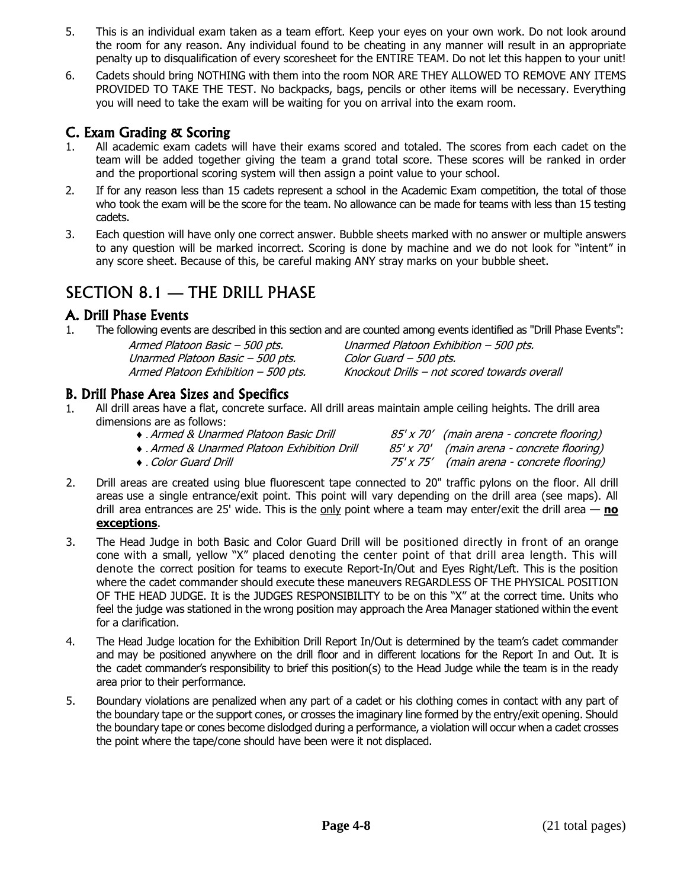5. This is an individual exam taken as a team effort. Keep your eyes on your own work. Do not look around the room for any reason. Any individual found to be cheating in any manner will result in an appropriate penalty up to disqualification of every scoresheet for the ENTIRE TEAM. Do not let this happen to your unit!

6. Cadets should bring NOTHING with them into the room NOR ARE THEY ALLOWED TO REMOVE ANY ITEMS PROVIDED TO TAKE THE TEST. No backpacks, bags, pencils or other items will be necessary. Everything you will need to take the exam will be waiting for you on arrival into the exam room.

### C. Exam Grading & Scoring

1. All academic exam cadets will have their exams scored and totaled. The scores from each cadet on the team will be added together giving the team a grand total score. These scores will be ranked in order and the proportional scoring system will then assign a point value to your school.

2. If for any reason less than 15 cadets represent a school in the Academic Exam competition, the total of those who took the exam will be the score for the team. No allowance can be made for teams with less than 15 testing cadets.

3. Each question will have only one correct answer. Bubble sheets marked with no answer or multiple answers to any question will be marked incorrect. Scoring is done by machine and we do not look for "intent" in any score sheet. Because of this, be careful making ANY stray marks on your bubble sheet.

## SECTION 8.1 — THE DRILL PHASE

### A. Drill Phase Events

1. The following events are described in this section and are counted among events identified as "Drill Phase Events":

   *Armed Platoon Basic – 500 pts.*
   *Unarmed Platoon Basic – 500 pts.*
   *Armed Platoon Exhibition – 500 pts.*
   *Unarmed Platoon Exhibition – 500 pts.*
   *Color Guard – 500 pts.*
   *Knockout Drills – not scored towards overall*

### B. Drill Phase Area Sizes and Specifics

1. All drill areas have a flat, concrete surface. All drill areas maintain ample ceiling heights. The drill area dimensions are as follows:
   - *Armed & Unarmed Platoon Basic Drill* — *85' x 70' (main arena - concrete flooring)*
   - *Armed & Unarmed Platoon Exhibition Drill* — *85' x 70' (main arena - concrete flooring)*
   - *Color Guard Drill* — *75' x 75' (main arena - concrete flooring)*

2. Drill areas are created using blue fluorescent tape connected to 20" traffic pylons on the floor. All drill areas use a single entrance/exit point. This point will vary depending on the drill area (see maps). All drill area entrances are 25' wide. This is the <u>only</u> point where a team may enter/exit the drill area — **<u>no exceptions</u>**.

3. The Head Judge in both Basic and Color Guard Drill will be positioned directly in front of an orange cone with a small, yellow "X" placed denoting the center point of that drill area length. This will denote the correct position for teams to execute Report-In/Out and Eyes Right/Left. This is the position where the cadet commander should execute these maneuvers REGARDLESS OF THE PHYSICAL POSITION OF THE HEAD JUDGE. It is the JUDGES RESPONSIBILITY to be on this "X" at the correct time. Units who feel the judge was stationed in the wrong position may approach the Area Manager stationed within the event for a clarification.

4. The Head Judge location for the Exhibition Drill Report In/Out is determined by the team's cadet commander and may be positioned anywhere on the drill floor and in different locations for the Report In and Out. It is the cadet commander's responsibility to brief this position(s) to the Head Judge while the team is in the ready area prior to their performance.

5. Boundary violations are penalized when any part of a cadet or his clothing comes in contact with any part of the boundary tape or the support cones, or crosses the imaginary line formed by the entry/exit opening. Should the boundary tape or cones become dislodged during a performance, a violation will occur when a cadet crosses the point where the tape/cone should have been were it not displaced.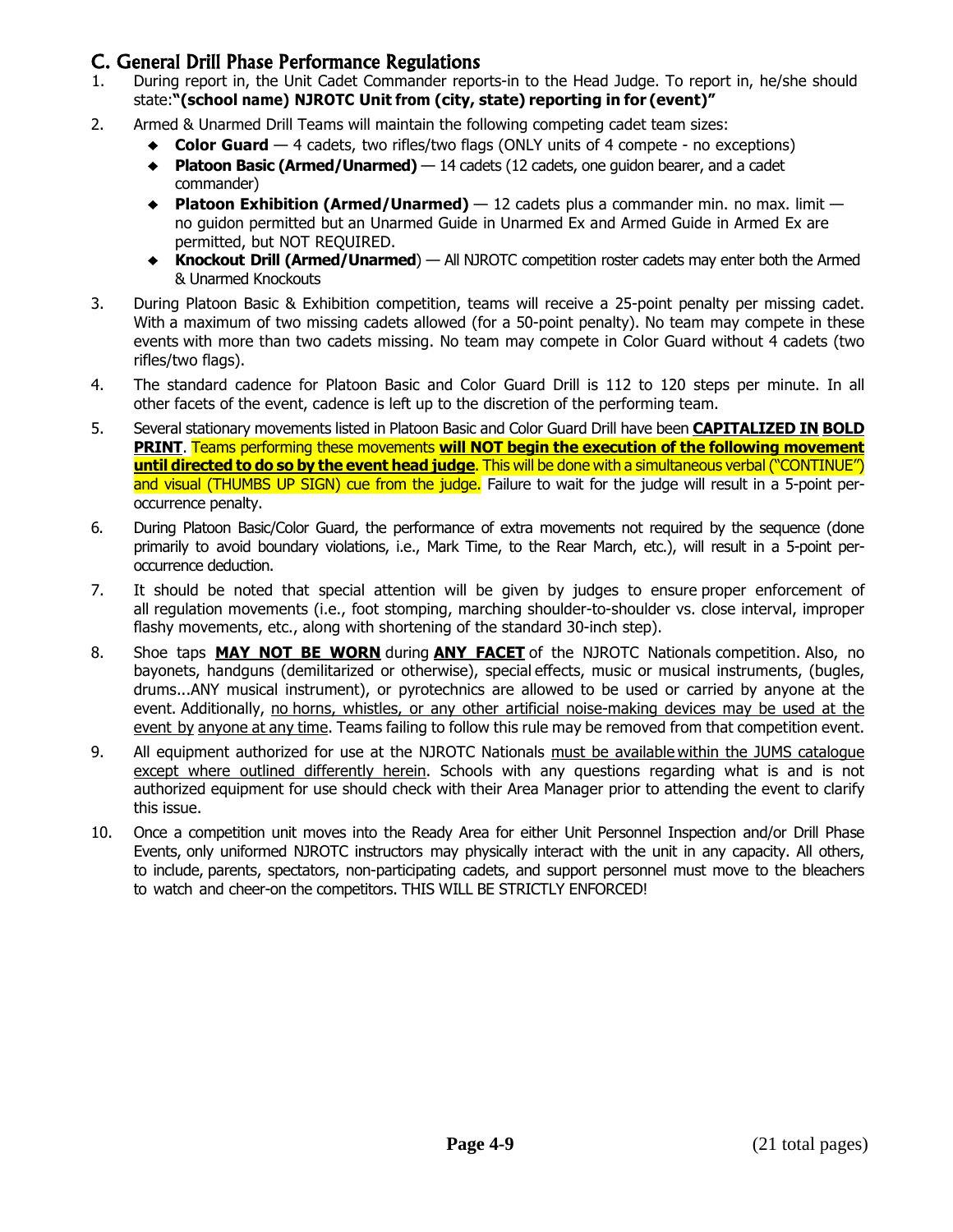## C. General Drill Phase Performance Regulations

1. During report in, the Unit Cadet Commander reports-in to the Head Judge. To report in, he/she should state:**"(school name) NJROTC Unit from (city, state) reporting in for (event)"**

2. Armed & Unarmed Drill Teams will maintain the following competing cadet team sizes:
   - **Color Guard** — 4 cadets, two rifles/two flags (ONLY units of 4 compete - no exceptions)
   - **Platoon Basic (Armed/Unarmed)** — 14 cadets (12 cadets, one guidon bearer, and a cadet commander)
   - **Platoon Exhibition (Armed/Unarmed)** — 12 cadets plus a commander min. no max. limit — no guidon permitted but an Unarmed Guide in Unarmed Ex and Armed Guide in Armed Ex are permitted, but NOT REQUIRED.
   - **Knockout Drill (Armed/Unarmed**) — All NJROTC competition roster cadets may enter both the Armed & Unarmed Knockouts

3. During Platoon Basic & Exhibition competition, teams will receive a 25-point penalty per missing cadet. With a maximum of two missing cadets allowed (for a 50-point penalty). No team may compete in these events with more than two cadets missing. No team may compete in Color Guard without 4 cadets (two rifles/two flags).

4. The standard cadence for Platoon Basic and Color Guard Drill is 112 to 120 steps per minute. In all other facets of the event, cadence is left up to the discretion of the performing team.

5. Several stationary movements listed in Platoon Basic and Color Guard Drill have been **CAPITALIZED IN BOLD PRINT**. Teams performing these movements **will NOT begin the execution of the following movement until directed to do so by the event head judge**. This will be done with a simultaneous verbal ("CONTINUE") and visual (THUMBS UP SIGN) cue from the judge. Failure to wait for the judge will result in a 5-point per-occurrence penalty.

6. During Platoon Basic/Color Guard, the performance of extra movements not required by the sequence (done primarily to avoid boundary violations, i.e., Mark Time, to the Rear March, etc.), will result in a 5-point per-occurrence deduction.

7. It should be noted that special attention will be given by judges to ensure proper enforcement of all regulation movements (i.e., foot stomping, marching shoulder-to-shoulder vs. close interval, improper flashy movements, etc., along with shortening of the standard 30-inch step).

8. Shoe taps **MAY NOT BE WORN** during **ANY FACET** of the NJROTC Nationals competition. Also, no bayonets, handguns (demilitarized or otherwise), special effects, music or musical instruments, (bugles, drums...ANY musical instrument), or pyrotechnics are allowed to be used or carried by anyone at the event. Additionally, no horns, whistles, or any other artificial noise-making devices may be used at the event by anyone at any time. Teams failing to follow this rule may be removed from that competition event.

9. All equipment authorized for use at the NJROTC Nationals must be available within the JUMS catalogue except where outlined differently herein. Schools with any questions regarding what is and is not authorized equipment for use should check with their Area Manager prior to attending the event to clarify this issue.

10. Once a competition unit moves into the Ready Area for either Unit Personnel Inspection and/or Drill Phase Events, only uniformed NJROTC instructors may physically interact with the unit in any capacity. All others, to include, parents, spectators, non-participating cadets, and support personnel must move to the bleachers to watch and cheer-on the competitors. THIS WILL BE STRICTLY ENFORCED!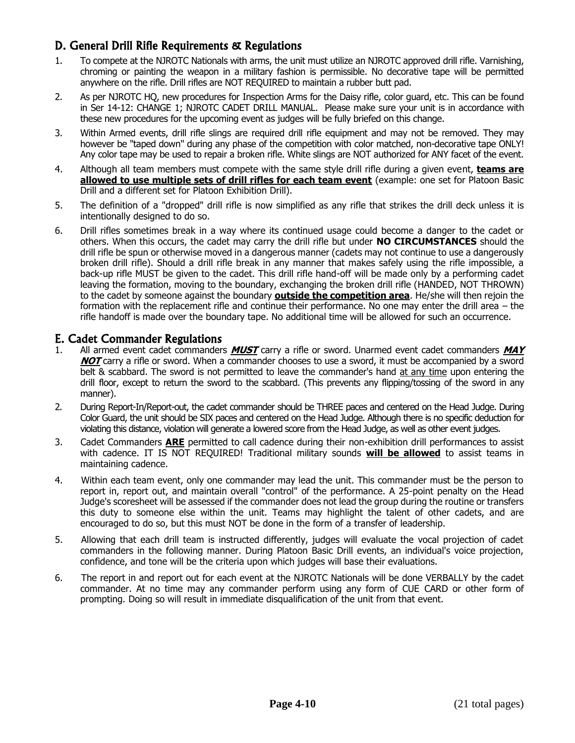## D. General Drill Rifle Requirements & Regulations

1. To compete at the NJROTC Nationals with arms, the unit must utilize an NJROTC approved drill rifle. Varnishing, chroming or painting the weapon in a military fashion is permissible. No decorative tape will be permitted anywhere on the rifle. Drill rifles are NOT REQUIRED to maintain a rubber butt pad.
2. As per NJROTC HQ, new procedures for Inspection Arms for the Daisy rifle, color guard, etc. This can be found in Ser 14-12: CHANGE 1; NJROTC CADET DRILL MANUAL. Please make sure your unit is in accordance with these new procedures for the upcoming event as judges will be fully briefed on this change.
3. Within Armed events, drill rifle slings are required drill rifle equipment and may not be removed. They may however be "taped down" during any phase of the competition with color matched, non-decorative tape ONLY! Any color tape may be used to repair a broken rifle. White slings are NOT authorized for ANY facet of the event.
4. Although all team members must compete with the same style drill rifle during a given event, **teams are allowed to use multiple sets of drill rifles for each team event** (example: one set for Platoon Basic Drill and a different set for Platoon Exhibition Drill).
5. The definition of a "dropped" drill rifle is now simplified as any rifle that strikes the drill deck unless it is intentionally designed to do so.
6. Drill rifles sometimes break in a way where its continued usage could become a danger to the cadet or others. When this occurs, the cadet may carry the drill rifle but under **NO CIRCUMSTANCES** should the drill rifle be spun or otherwise moved in a dangerous manner (cadets may not continue to use a dangerously broken drill rifle). Should a drill rifle break in any manner that makes safely using the rifle impossible, a back-up rifle MUST be given to the cadet. This drill rifle hand-off will be made only by a performing cadet leaving the formation, moving to the boundary, exchanging the broken drill rifle (HANDED, NOT THROWN) to the cadet by someone against the boundary **outside the competition area**. He/she will then rejoin the formation with the replacement rifle and continue their performance. No one may enter the drill area – the rifle handoff is made over the boundary tape. No additional time will be allowed for such an occurrence.

## E. Cadet Commander Regulations

1. All armed event cadet commanders ***MUST*** carry a rifle or sword. Unarmed event cadet commanders ***MAY NOT*** carry a rifle or sword. When a commander chooses to use a sword, it must be accompanied by a sword belt & scabbard. The sword is not permitted to leave the commander's hand at any time upon entering the drill floor, except to return the sword to the scabbard. (This prevents any flipping/tossing of the sword in any manner).
2. During Report-In/Report-out, the cadet commander should be THREE paces and centered on the Head Judge. During Color Guard, the unit should be SIX paces and centered on the Head Judge. Although there is no specific deduction for violating this distance, violation will generate a lowered score from the Head Judge, as well as other event judges.
3. Cadet Commanders **ARE** permitted to call cadence during their non-exhibition drill performances to assist with cadence. IT IS NOT REQUIRED! Traditional military sounds **will be allowed** to assist teams in maintaining cadence.
4. Within each team event, only one commander may lead the unit. This commander must be the person to report in, report out, and maintain overall "control" of the performance. A 25-point penalty on the Head Judge's scoresheet will be assessed if the commander does not lead the group during the routine or transfers this duty to someone else within the unit. Teams may highlight the talent of other cadets, and are encouraged to do so, but this must NOT be done in the form of a transfer of leadership.
5. Allowing that each drill team is instructed differently, judges will evaluate the vocal projection of cadet commanders in the following manner. During Platoon Basic Drill events, an individual's voice projection, confidence, and tone will be the criteria upon which judges will base their evaluations.
6. The report in and report out for each event at the NJROTC Nationals will be done VERBALLY by the cadet commander. At no time may any commander perform using any form of CUE CARD or other form of prompting. Doing so will result in immediate disqualification of the unit from that event.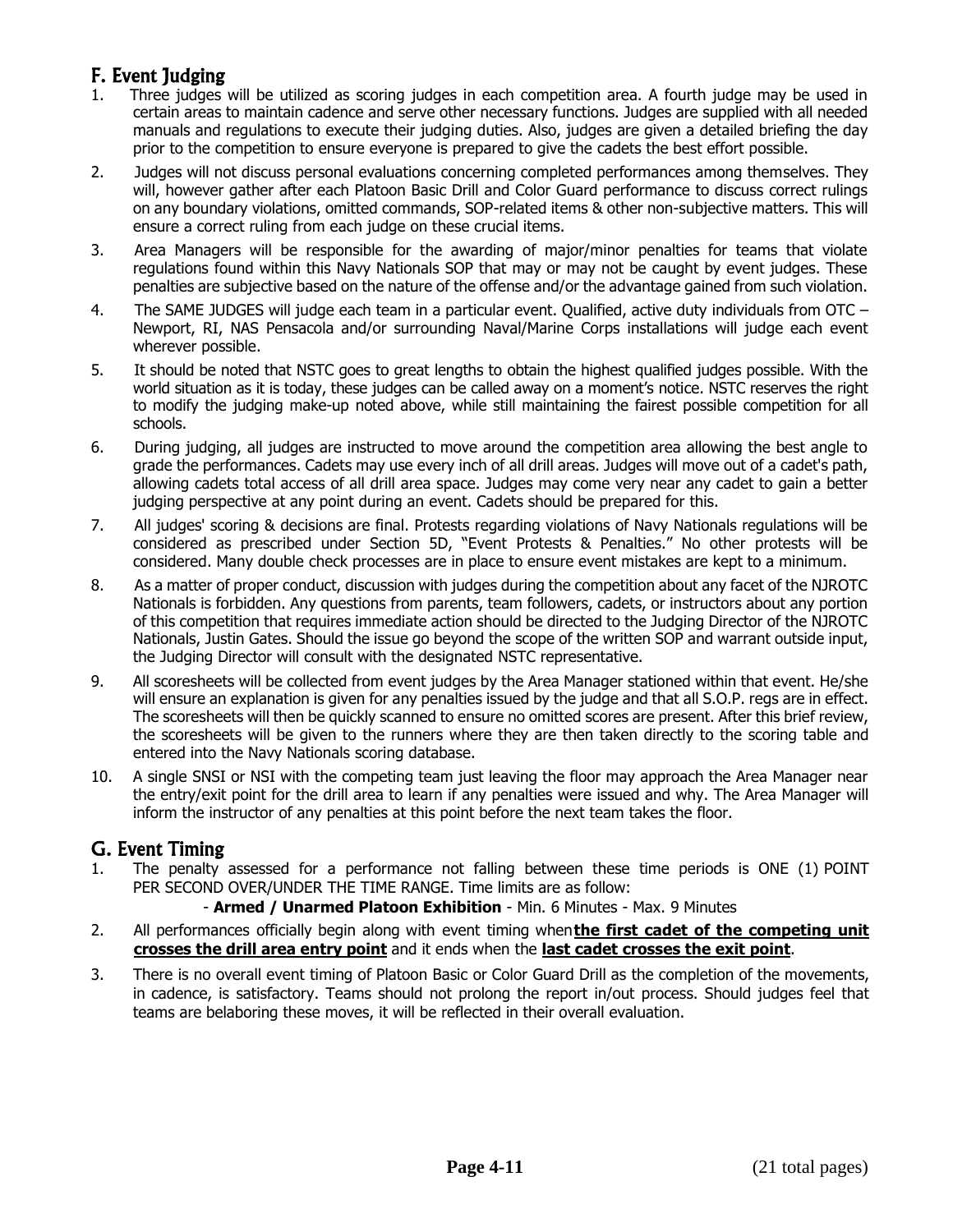## F. Event Judging

1. Three judges will be utilized as scoring judges in each competition area. A fourth judge may be used in certain areas to maintain cadence and serve other necessary functions. Judges are supplied with all needed manuals and regulations to execute their judging duties. Also, judges are given a detailed briefing the day prior to the competition to ensure everyone is prepared to give the cadets the best effort possible.

2. Judges will not discuss personal evaluations concerning completed performances among themselves. They will, however gather after each Platoon Basic Drill and Color Guard performance to discuss correct rulings on any boundary violations, omitted commands, SOP-related items & other non-subjective matters. This will ensure a correct ruling from each judge on these crucial items.

3. Area Managers will be responsible for the awarding of major/minor penalties for teams that violate regulations found within this Navy Nationals SOP that may or may not be caught by event judges. These penalties are subjective based on the nature of the offense and/or the advantage gained from such violation.

4. The SAME JUDGES will judge each team in a particular event. Qualified, active duty individuals from OTC – Newport, RI, NAS Pensacola and/or surrounding Naval/Marine Corps installations will judge each event wherever possible.

5. It should be noted that NSTC goes to great lengths to obtain the highest qualified judges possible. With the world situation as it is today, these judges can be called away on a moment's notice. NSTC reserves the right to modify the judging make-up noted above, while still maintaining the fairest possible competition for all schools.

6. During judging, all judges are instructed to move around the competition area allowing the best angle to grade the performances. Cadets may use every inch of all drill areas. Judges will move out of a cadet's path, allowing cadets total access of all drill area space. Judges may come very near any cadet to gain a better judging perspective at any point during an event. Cadets should be prepared for this.

7. All judges' scoring & decisions are final. Protests regarding violations of Navy Nationals regulations will be considered as prescribed under Section 5D, "Event Protests & Penalties." No other protests will be considered. Many double check processes are in place to ensure event mistakes are kept to a minimum.

8. As a matter of proper conduct, discussion with judges during the competition about any facet of the NJROTC Nationals is forbidden. Any questions from parents, team followers, cadets, or instructors about any portion of this competition that requires immediate action should be directed to the Judging Director of the NJROTC Nationals, Justin Gates. Should the issue go beyond the scope of the written SOP and warrant outside input, the Judging Director will consult with the designated NSTC representative.

9. All scoresheets will be collected from event judges by the Area Manager stationed within that event. He/she will ensure an explanation is given for any penalties issued by the judge and that all S.O.P. regs are in effect. The scoresheets will then be quickly scanned to ensure no omitted scores are present. After this brief review, the scoresheets will be given to the runners where they are then taken directly to the scoring table and entered into the Navy Nationals scoring database.

10. A single SNSI or NSI with the competing team just leaving the floor may approach the Area Manager near the entry/exit point for the drill area to learn if any penalties were issued and why. The Area Manager will inform the instructor of any penalties at this point before the next team takes the floor.

## G. Event Timing

1. The penalty assessed for a performance not falling between these time periods is ONE (1) POINT PER SECOND OVER/UNDER THE TIME RANGE. Time limits are as follow:

   - **Armed / Unarmed Platoon Exhibition** - Min. 6 Minutes - Max. 9 Minutes

2. All performances officially begin along with event timing when **<u>the first cadet of the competing unit crosses the drill area entry point</u>** and it ends when the **<u>last cadet crosses the exit point</u>**.

3. There is no overall event timing of Platoon Basic or Color Guard Drill as the completion of the movements, in cadence, is satisfactory. Teams should not prolong the report in/out process. Should judges feel that teams are belaboring these moves, it will be reflected in their overall evaluation.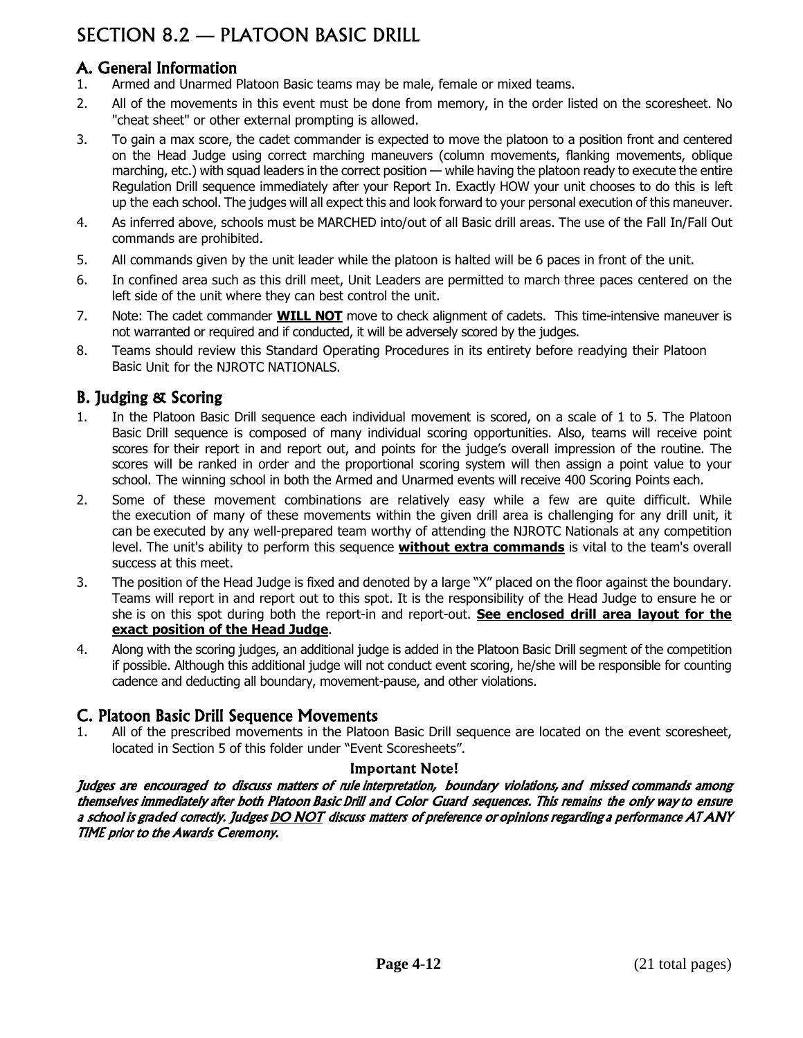# SECTION 8.2 — PLATOON BASIC DRILL

## A. General Information

1. Armed and Unarmed Platoon Basic teams may be male, female or mixed teams.
2. All of the movements in this event must be done from memory, in the order listed on the scoresheet. No "cheat sheet" or other external prompting is allowed.
3. To gain a max score, the cadet commander is expected to move the platoon to a position front and centered on the Head Judge using correct marching maneuvers (column movements, flanking movements, oblique marching, etc.) with squad leaders in the correct position — while having the platoon ready to execute the entire Regulation Drill sequence immediately after your Report In. Exactly HOW your unit chooses to do this is left up the each school. The judges will all expect this and look forward to your personal execution of this maneuver.
4. As inferred above, schools must be MARCHED into/out of all Basic drill areas. The use of the Fall In/Fall Out commands are prohibited.
5. All commands given by the unit leader while the platoon is halted will be 6 paces in front of the unit.
6. In confined area such as this drill meet, Unit Leaders are permitted to march three paces centered on the left side of the unit where they can best control the unit.
7. Note: The cadet commander **WILL NOT** move to check alignment of cadets. This time-intensive maneuver is not warranted or required and if conducted, it will be adversely scored by the judges.
8. Teams should review this Standard Operating Procedures in its entirety before readying their Platoon Basic Unit for the NJROTC NATIONALS.

## B. Judging & Scoring

1. In the Platoon Basic Drill sequence each individual movement is scored, on a scale of 1 to 5. The Platoon Basic Drill sequence is composed of many individual scoring opportunities. Also, teams will receive point scores for their report in and report out, and points for the judge's overall impression of the routine. The scores will be ranked in order and the proportional scoring system will then assign a point value to your school. The winning school in both the Armed and Unarmed events will receive 400 Scoring Points each.
2. Some of these movement combinations are relatively easy while a few are quite difficult. While the execution of many of these movements within the given drill area is challenging for any drill unit, it can be executed by any well-prepared team worthy of attending the NJROTC Nationals at any competition level. The unit's ability to perform this sequence **without extra commands** is vital to the team's overall success at this meet.
3. The position of the Head Judge is fixed and denoted by a large "X" placed on the floor against the boundary. Teams will report in and report out to this spot. It is the responsibility of the Head Judge to ensure he or she is on this spot during both the report-in and report-out. **See enclosed drill area layout for the exact position of the Head Judge**.
4. Along with the scoring judges, an additional judge is added in the Platoon Basic Drill segment of the competition if possible. Although this additional judge will not conduct event scoring, he/she will be responsible for counting cadence and deducting all boundary, movement-pause, and other violations.

## C. Platoon Basic Drill Sequence Movements

1. All of the prescribed movements in the Platoon Basic Drill sequence are located on the event scoresheet, located in Section 5 of this folder under "Event Scoresheets".

**Important Note!**

***Judges are encouraged to discuss matters of rule interpretation, boundary violations, and missed commands among themselves immediately after both Platoon Basic Drill and Color Guard sequences. This remains the only way to ensure a school is graded correctly. Judges DO NOT discuss matters of preference or opinions regarding a performance AT ANY TIME prior to the Awards Ceremony.***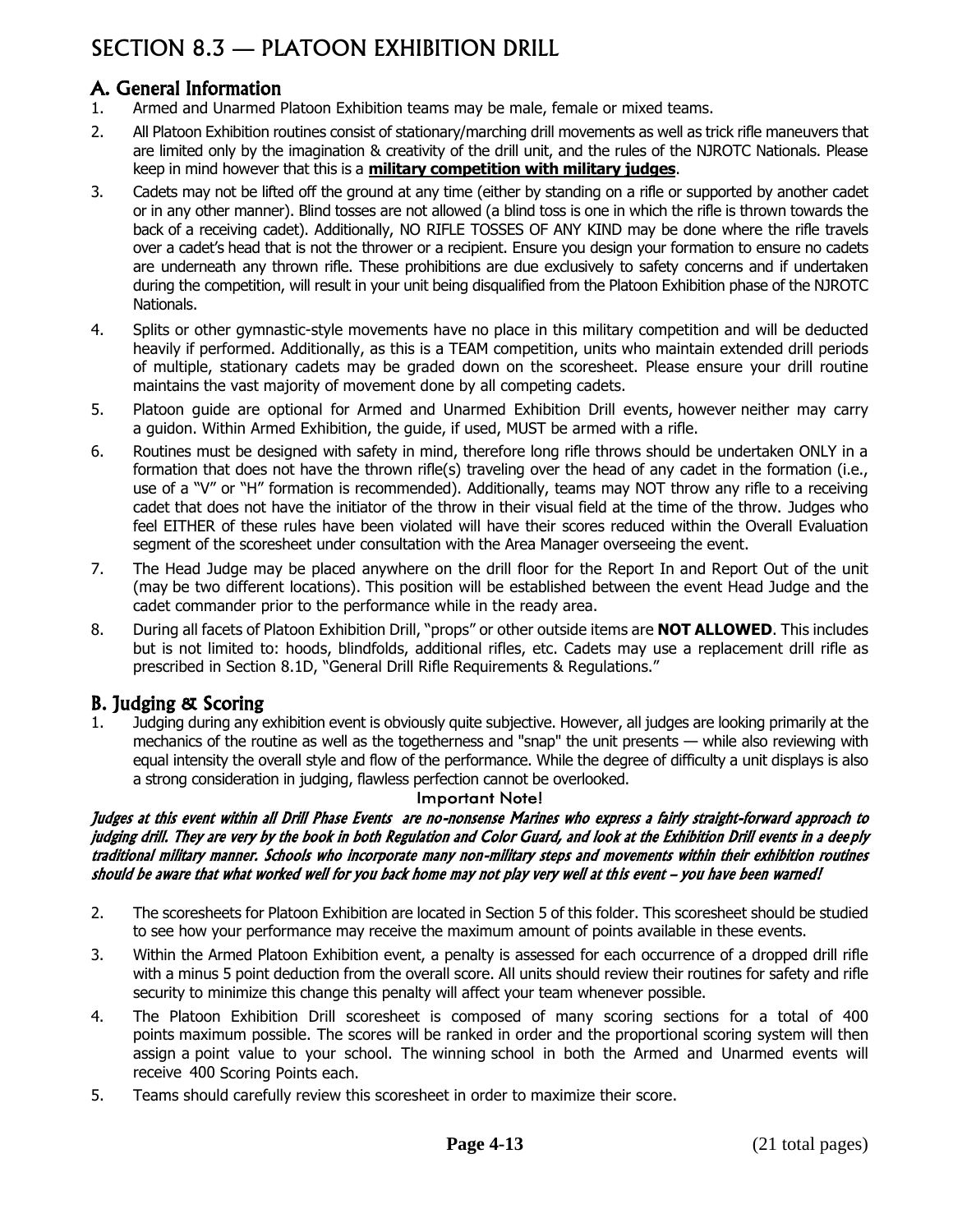# SECTION 8.3 — PLATOON EXHIBITION DRILL

## A. General Information

1. Armed and Unarmed Platoon Exhibition teams may be male, female or mixed teams.
2. All Platoon Exhibition routines consist of stationary/marching drill movements as well as trick rifle maneuvers that are limited only by the imagination & creativity of the drill unit, and the rules of the NJROTC Nationals. Please keep in mind however that this is a **military competition with military judges**.
3. Cadets may not be lifted off the ground at any time (either by standing on a rifle or supported by another cadet or in any other manner). Blind tosses are not allowed (a blind toss is one in which the rifle is thrown towards the back of a receiving cadet). Additionally, NO RIFLE TOSSES OF ANY KIND may be done where the rifle travels over a cadet's head that is not the thrower or a recipient. Ensure you design your formation to ensure no cadets are underneath any thrown rifle. These prohibitions are due exclusively to safety concerns and if undertaken during the competition, will result in your unit being disqualified from the Platoon Exhibition phase of the NJROTC Nationals.
4. Splits or other gymnastic-style movements have no place in this military competition and will be deducted heavily if performed. Additionally, as this is a TEAM competition, units who maintain extended drill periods of multiple, stationary cadets may be graded down on the scoresheet. Please ensure your drill routine maintains the vast majority of movement done by all competing cadets.
5. Platoon guide are optional for Armed and Unarmed Exhibition Drill events, however neither may carry a guidon. Within Armed Exhibition, the guide, if used, MUST be armed with a rifle.
6. Routines must be designed with safety in mind, therefore long rifle throws should be undertaken ONLY in a formation that does not have the thrown rifle(s) traveling over the head of any cadet in the formation (i.e., use of a "V" or "H" formation is recommended). Additionally, teams may NOT throw any rifle to a receiving cadet that does not have the initiator of the throw in their visual field at the time of the throw. Judges who feel EITHER of these rules have been violated will have their scores reduced within the Overall Evaluation segment of the scoresheet under consultation with the Area Manager overseeing the event.
7. The Head Judge may be placed anywhere on the drill floor for the Report In and Report Out of the unit (may be two different locations). This position will be established between the event Head Judge and the cadet commander prior to the performance while in the ready area.
8. During all facets of Platoon Exhibition Drill, "props" or other outside items are **NOT ALLOWED**. This includes but is not limited to: hoods, blindfolds, additional rifles, etc. Cadets may use a replacement drill rifle as prescribed in Section 8.1D, "General Drill Rifle Requirements & Regulations."

## B. Judging & Scoring

1. Judging during any exhibition event is obviously quite subjective. However, all judges are looking primarily at the mechanics of the routine as well as the togetherness and "snap" the unit presents — while also reviewing with equal intensity the overall style and flow of the performance. While the degree of difficulty a unit displays is also a strong consideration in judging, flawless perfection cannot be overlooked.

**Important Note!**

***Judges at this event within all Drill Phase Events are no-nonsense Marines who express a fairly straight-forward approach to judging drill. They are very by the book in both Regulation and Color Guard, and look at the Exhibition Drill events in a deeply traditional military manner. Schools who incorporate many non-military steps and movements within their exhibition routines should be aware that what worked well for you back home may not play very well at this event – you have been warned!***

2. The scoresheets for Platoon Exhibition are located in Section 5 of this folder. This scoresheet should be studied to see how your performance may receive the maximum amount of points available in these events.
3. Within the Armed Platoon Exhibition event, a penalty is assessed for each occurrence of a dropped drill rifle with a minus 5 point deduction from the overall score. All units should review their routines for safety and rifle security to minimize this change this penalty will affect your team whenever possible.
4. The Platoon Exhibition Drill scoresheet is composed of many scoring sections for a total of 400 points maximum possible. The scores will be ranked in order and the proportional scoring system will then assign a point value to your school. The winning school in both the Armed and Unarmed events will receive 400 Scoring Points each.
5. Teams should carefully review this scoresheet in order to maximize their score.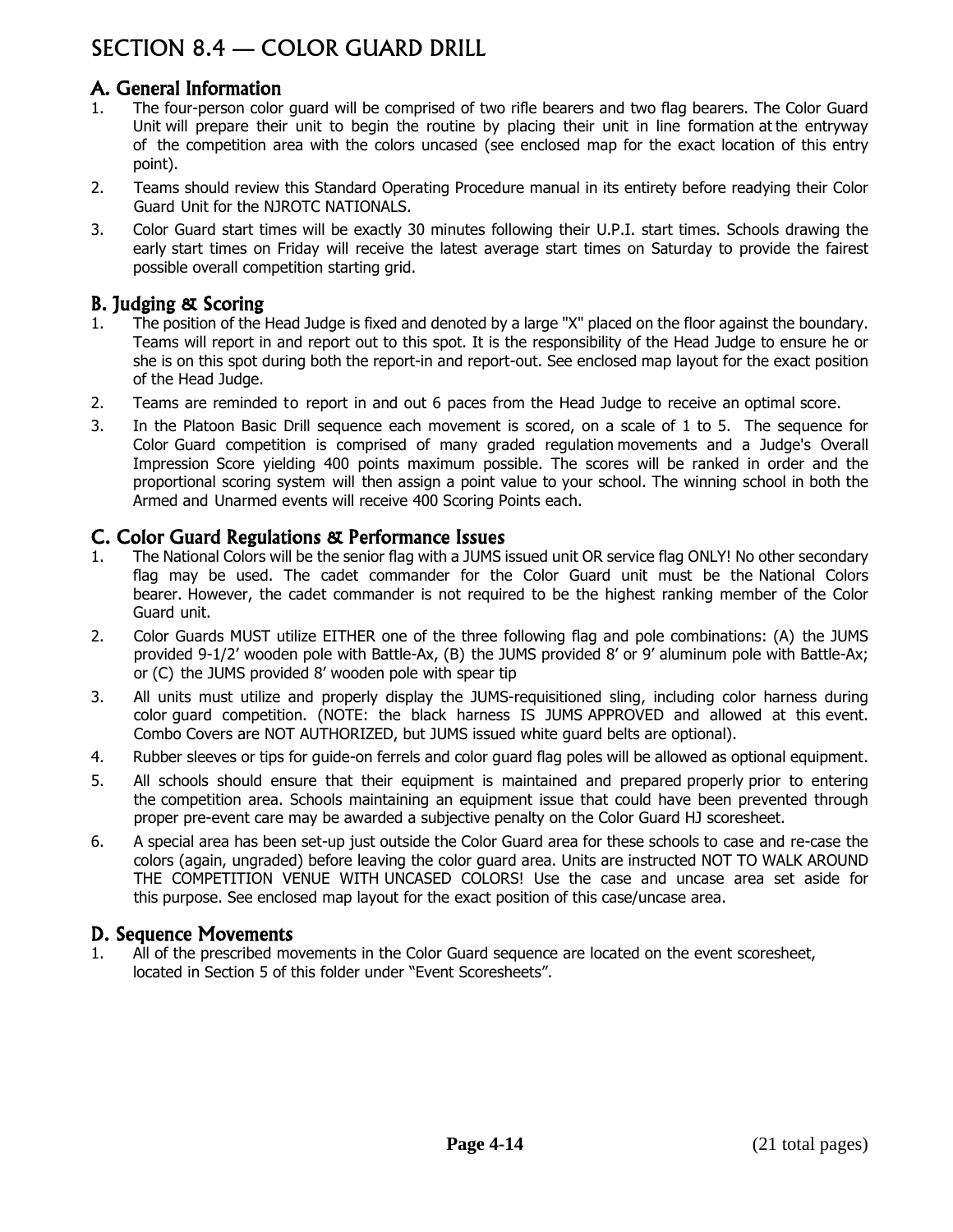# SECTION 8.4 — COLOR GUARD DRILL

## A. General Information

1. The four-person color guard will be comprised of two rifle bearers and two flag bearers. The Color Guard Unit will prepare their unit to begin the routine by placing their unit in line formation at the entryway of the competition area with the colors uncased (see enclosed map for the exact location of this entry point).
2. Teams should review this Standard Operating Procedure manual in its entirety before readying their Color Guard Unit for the NJROTC NATIONALS.
3. Color Guard start times will be exactly 30 minutes following their U.P.I. start times. Schools drawing the early start times on Friday will receive the latest average start times on Saturday to provide the fairest possible overall competition starting grid.

## B. Judging & Scoring

1. The position of the Head Judge is fixed and denoted by a large "X" placed on the floor against the boundary. Teams will report in and report out to this spot. It is the responsibility of the Head Judge to ensure he or she is on this spot during both the report-in and report-out. See enclosed map layout for the exact position of the Head Judge.
2. Teams are reminded to report in and out 6 paces from the Head Judge to receive an optimal score.
3. In the Platoon Basic Drill sequence each movement is scored, on a scale of 1 to 5. The sequence for Color Guard competition is comprised of many graded regulation movements and a Judge's Overall Impression Score yielding 400 points maximum possible. The scores will be ranked in order and the proportional scoring system will then assign a point value to your school. The winning school in both the Armed and Unarmed events will receive 400 Scoring Points each.

## C. Color Guard Regulations & Performance Issues

1. The National Colors will be the senior flag with a JUMS issued unit OR service flag ONLY! No other secondary flag may be used. The cadet commander for the Color Guard unit must be the National Colors bearer. However, the cadet commander is not required to be the highest ranking member of the Color Guard unit.
2. Color Guards MUST utilize EITHER one of the three following flag and pole combinations: (A) the JUMS provided 9-1/2' wooden pole with Battle-Ax, (B) the JUMS provided 8' or 9' aluminum pole with Battle-Ax; or (C) the JUMS provided 8' wooden pole with spear tip
3. All units must utilize and properly display the JUMS-requisitioned sling, including color harness during color guard competition. (NOTE: the black harness IS JUMS APPROVED and allowed at this event. Combo Covers are NOT AUTHORIZED, but JUMS issued white guard belts are optional).
4. Rubber sleeves or tips for guide-on ferrels and color guard flag poles will be allowed as optional equipment.
5. All schools should ensure that their equipment is maintained and prepared properly prior to entering the competition area. Schools maintaining an equipment issue that could have been prevented through proper pre-event care may be awarded a subjective penalty on the Color Guard HJ scoresheet.
6. A special area has been set-up just outside the Color Guard area for these schools to case and re-case the colors (again, ungraded) before leaving the color guard area. Units are instructed NOT TO WALK AROUND THE COMPETITION VENUE WITH UNCASED COLORS! Use the case and uncase area set aside for this purpose. See enclosed map layout for the exact position of this case/uncase area.

## D. Sequence Movements

1. All of the prescribed movements in the Color Guard sequence are located on the event scoresheet, located in Section 5 of this folder under "Event Scoresheets".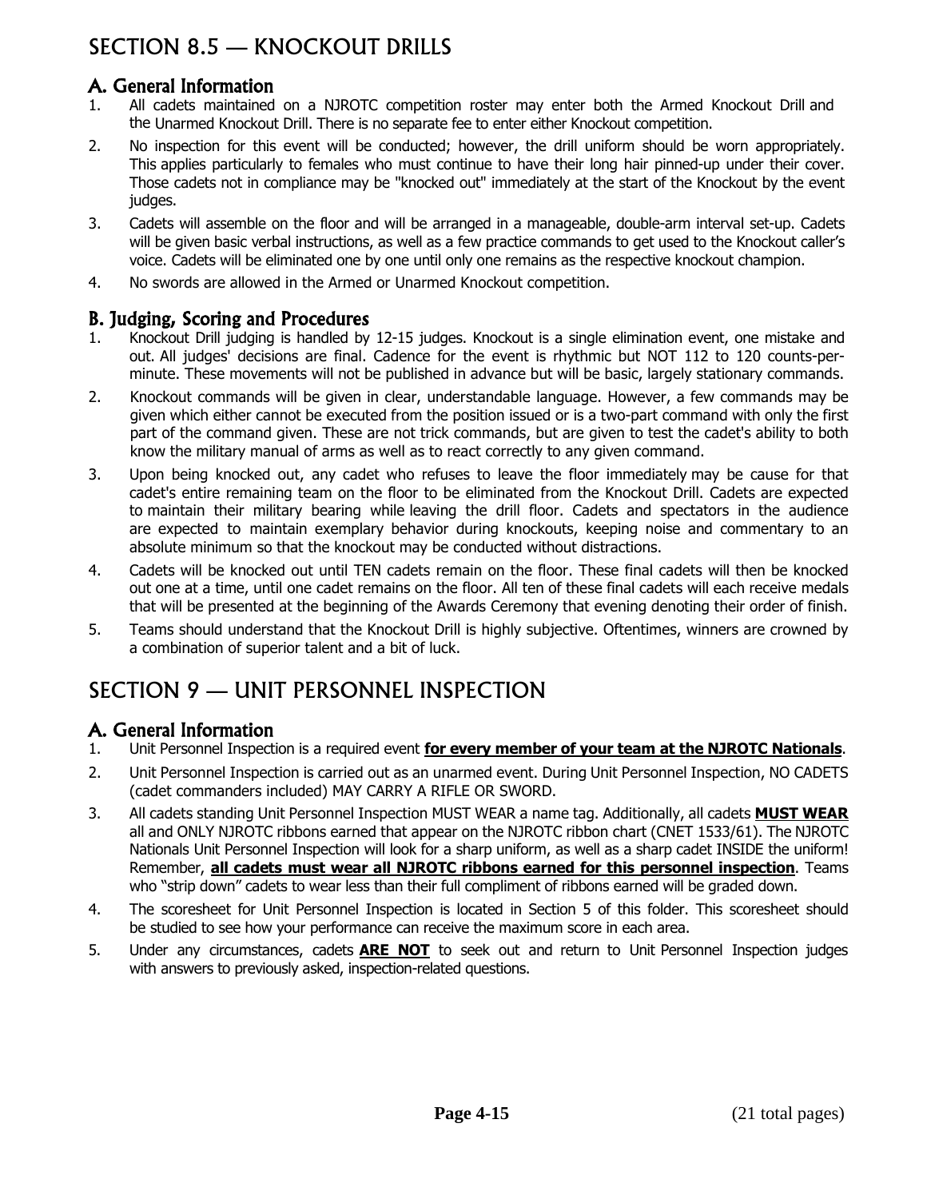# SECTION 8.5 — KNOCKOUT DRILLS

## A. General Information

1. All cadets maintained on a NJROTC competition roster may enter both the Armed Knockout Drill and the Unarmed Knockout Drill. There is no separate fee to enter either Knockout competition.
2. No inspection for this event will be conducted; however, the drill uniform should be worn appropriately. This applies particularly to females who must continue to have their long hair pinned-up under their cover. Those cadets not in compliance may be "knocked out" immediately at the start of the Knockout by the event judges.
3. Cadets will assemble on the floor and will be arranged in a manageable, double-arm interval set-up. Cadets will be given basic verbal instructions, as well as a few practice commands to get used to the Knockout caller's voice. Cadets will be eliminated one by one until only one remains as the respective knockout champion.
4. No swords are allowed in the Armed or Unarmed Knockout competition.

## B. Judging, Scoring and Procedures

1. Knockout Drill judging is handled by 12-15 judges. Knockout is a single elimination event, one mistake and out. All judges' decisions are final. Cadence for the event is rhythmic but NOT 112 to 120 counts-per-minute. These movements will not be published in advance but will be basic, largely stationary commands.
2. Knockout commands will be given in clear, understandable language. However, a few commands may be given which either cannot be executed from the position issued or is a two-part command with only the first part of the command given. These are not trick commands, but are given to test the cadet's ability to both know the military manual of arms as well as to react correctly to any given command.
3. Upon being knocked out, any cadet who refuses to leave the floor immediately may be cause for that cadet's entire remaining team on the floor to be eliminated from the Knockout Drill. Cadets are expected to maintain their military bearing while leaving the drill floor. Cadets and spectators in the audience are expected to maintain exemplary behavior during knockouts, keeping noise and commentary to an absolute minimum so that the knockout may be conducted without distractions.
4. Cadets will be knocked out until TEN cadets remain on the floor. These final cadets will then be knocked out one at a time, until one cadet remains on the floor. All ten of these final cadets will each receive medals that will be presented at the beginning of the Awards Ceremony that evening denoting their order of finish.
5. Teams should understand that the Knockout Drill is highly subjective. Oftentimes, winners are crowned by a combination of superior talent and a bit of luck.

# SECTION 9 — UNIT PERSONNEL INSPECTION

## A. General Information

1. Unit Personnel Inspection is a required event **for every member of your team at the NJROTC Nationals**.
2. Unit Personnel Inspection is carried out as an unarmed event. During Unit Personnel Inspection, NO CADETS (cadet commanders included) MAY CARRY A RIFLE OR SWORD.
3. All cadets standing Unit Personnel Inspection MUST WEAR a name tag. Additionally, all cadets **MUST WEAR** all and ONLY NJROTC ribbons earned that appear on the NJROTC ribbon chart (CNET 1533/61). The NJROTC Nationals Unit Personnel Inspection will look for a sharp uniform, as well as a sharp cadet INSIDE the uniform! Remember, **all cadets must wear all NJROTC ribbons earned for this personnel inspection**. Teams who "strip down" cadets to wear less than their full compliment of ribbons earned will be graded down.
4. The scoresheet for Unit Personnel Inspection is located in Section 5 of this folder. This scoresheet should be studied to see how your performance can receive the maximum score in each area.
5. Under any circumstances, cadets **ARE NOT** to seek out and return to Unit Personnel Inspection judges with answers to previously asked, inspection-related questions.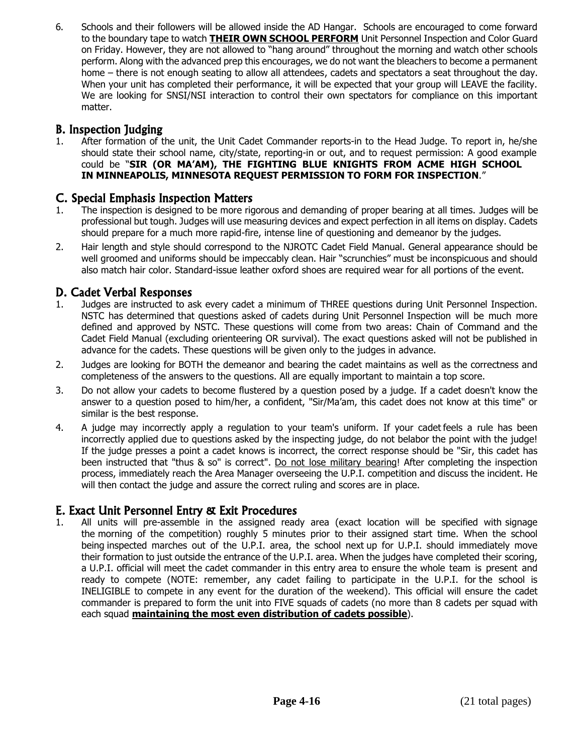6. Schools and their followers will be allowed inside the AD Hangar. Schools are encouraged to come forward to the boundary tape to watch **<u>THEIR OWN SCHOOL PERFORM</u>** Unit Personnel Inspection and Color Guard on Friday. However, they are not allowed to "hang around" throughout the morning and watch other schools perform. Along with the advanced prep this encourages, we do not want the bleachers to become a permanent home – there is not enough seating to allow all attendees, cadets and spectators a seat throughout the day. When your unit has completed their performance, it will be expected that your group will LEAVE the facility. We are looking for SNSI/NSI interaction to control their own spectators for compliance on this important matter.

## B. Inspection Judging

1. After formation of the unit, the Unit Cadet Commander reports-in to the Head Judge. To report in, he/she should state their school name, city/state, reporting-in or out, and to request permission: A good example could be "**SIR (OR MA'AM), THE FIGHTING BLUE KNIGHTS FROM ACME HIGH SCHOOL IN MINNEAPOLIS, MINNESOTA REQUEST PERMISSION TO FORM FOR INSPECTION**."

## C. Special Emphasis Inspection Matters

1. The inspection is designed to be more rigorous and demanding of proper bearing at all times. Judges will be professional but tough. Judges will use measuring devices and expect perfection in all items on display. Cadets should prepare for a much more rapid-fire, intense line of questioning and demeanor by the judges.
2. Hair length and style should correspond to the NJROTC Cadet Field Manual. General appearance should be well groomed and uniforms should be impeccably clean. Hair "scrunchies" must be inconspicuous and should also match hair color. Standard-issue leather oxford shoes are required wear for all portions of the event.

## D. Cadet Verbal Responses

1. Judges are instructed to ask every cadet a minimum of THREE questions during Unit Personnel Inspection. NSTC has determined that questions asked of cadets during Unit Personnel Inspection will be much more defined and approved by NSTC. These questions will come from two areas: Chain of Command and the Cadet Field Manual (excluding orienteering OR survival). The exact questions asked will not be published in advance for the cadets. These questions will be given only to the judges in advance.
2. Judges are looking for BOTH the demeanor and bearing the cadet maintains as well as the correctness and completeness of the answers to the questions. All are equally important to maintain a top score.
3. Do not allow your cadets to become flustered by a question posed by a judge. If a cadet doesn't know the answer to a question posed to him/her, a confident, "Sir/Ma'am, this cadet does not know at this time" or similar is the best response.
4. A judge may incorrectly apply a regulation to your team's uniform. If your cadet feels a rule has been incorrectly applied due to questions asked by the inspecting judge, do not belabor the point with the judge! If the judge presses a point a cadet knows is incorrect, the correct response should be "Sir, this cadet has been instructed that "thus & so" is correct". <u>Do not lose military bearing</u>! After completing the inspection process, immediately reach the Area Manager overseeing the U.P.I. competition and discuss the incident. He will then contact the judge and assure the correct ruling and scores are in place.

## E. Exact Unit Personnel Entry & Exit Procedures

1. All units will pre-assemble in the assigned ready area (exact location will be specified with signage the morning of the competition) roughly 5 minutes prior to their assigned start time. When the school being inspected marches out of the U.P.I. area, the school next up for U.P.I. should immediately move their formation to just outside the entrance of the U.P.I. area. When the judges have completed their scoring, a U.P.I. official will meet the cadet commander in this entry area to ensure the whole team is present and ready to compete (NOTE: remember, any cadet failing to participate in the U.P.I. for the school is INELIGIBLE to compete in any event for the duration of the weekend). This official will ensure the cadet commander is prepared to form the unit into FIVE squads of cadets (no more than 8 cadets per squad with each squad **<u>maintaining the most even distribution of cadets possible</u>**).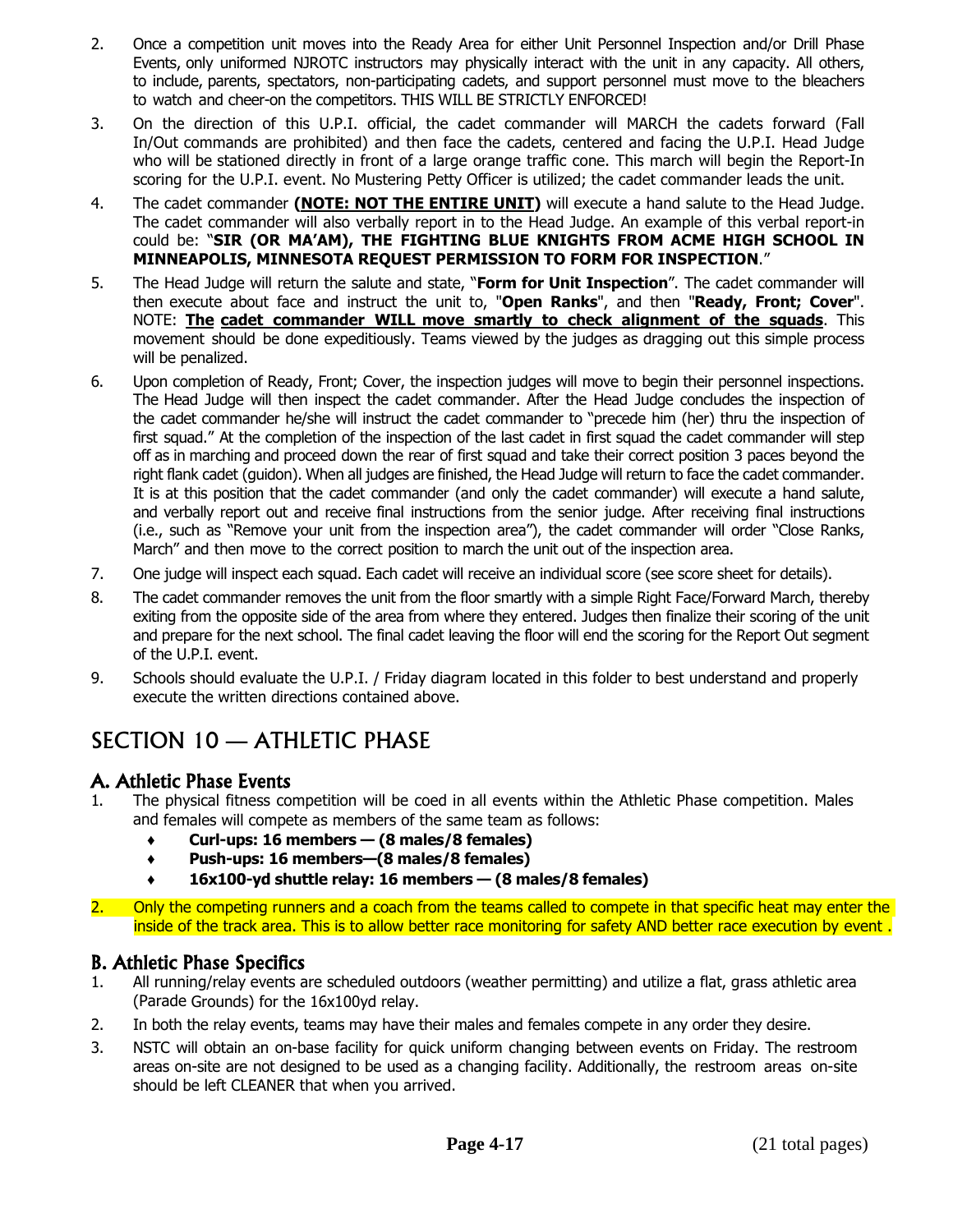2. Once a competition unit moves into the Ready Area for either Unit Personnel Inspection and/or Drill Phase Events, only uniformed NJROTC instructors may physically interact with the unit in any capacity. All others, to include, parents, spectators, non-participating cadets, and support personnel must move to the bleachers to watch and cheer-on the competitors. THIS WILL BE STRICTLY ENFORCED!

3. On the direction of this U.P.I. official, the cadet commander will MARCH the cadets forward (Fall In/Out commands are prohibited) and then face the cadets, centered and facing the U.P.I. Head Judge who will be stationed directly in front of a large orange traffic cone. This march will begin the Report-In scoring for the U.P.I. event. No Mustering Petty Officer is utilized; the cadet commander leads the unit.

4. The cadet commander **(NOTE: NOT THE ENTIRE UNIT)** will execute a hand salute to the Head Judge. The cadet commander will also verbally report in to the Head Judge. An example of this verbal report-in could be: "**SIR (OR MA'AM), THE FIGHTING BLUE KNIGHTS FROM ACME HIGH SCHOOL IN MINNEAPOLIS, MINNESOTA REQUEST PERMISSION TO FORM FOR INSPECTION**."

5. The Head Judge will return the salute and state, "**Form for Unit Inspection**". The cadet commander will then execute about face and instruct the unit to, "**Open Ranks**", and then "**Ready, Front; Cover**". NOTE: **The cadet commander WILL move smartly to check alignment of the squads**. This movement should be done expeditiously. Teams viewed by the judges as dragging out this simple process will be penalized.

6. Upon completion of Ready, Front; Cover, the inspection judges will move to begin their personnel inspections. The Head Judge will then inspect the cadet commander. After the Head Judge concludes the inspection of the cadet commander he/she will instruct the cadet commander to "precede him (her) thru the inspection of first squad." At the completion of the inspection of the last cadet in first squad the cadet commander will step off as in marching and proceed down the rear of first squad and take their correct position 3 paces beyond the right flank cadet (guidon). When all judges are finished, the Head Judge will return to face the cadet commander. It is at this position that the cadet commander (and only the cadet commander) will execute a hand salute, and verbally report out and receive final instructions from the senior judge. After receiving final instructions (i.e., such as "Remove your unit from the inspection area"), the cadet commander will order "Close Ranks, March" and then move to the correct position to march the unit out of the inspection area.

7. One judge will inspect each squad. Each cadet will receive an individual score (see score sheet for details).

8. The cadet commander removes the unit from the floor smartly with a simple Right Face/Forward March, thereby exiting from the opposite side of the area from where they entered. Judges then finalize their scoring of the unit and prepare for the next school. The final cadet leaving the floor will end the scoring for the Report Out segment of the U.P.I. event.

9. Schools should evaluate the U.P.I. / Friday diagram located in this folder to best understand and properly execute the written directions contained above.

# SECTION 10 — ATHLETIC PHASE

## A. Athletic Phase Events

1. The physical fitness competition will be coed in all events within the Athletic Phase competition. Males and females will compete as members of the same team as follows:
   - **Curl-ups: 16 members — (8 males/8 females)**
   - **Push-ups: 16 members—(8 males/8 females)**
   - **16x100-yd shuttle relay: 16 members — (8 males/8 females)**

2. Only the competing runners and a coach from the teams called to compete in that specific heat may enter the inside of the track area. This is to allow better race monitoring for safety AND better race execution by event .

## B. Athletic Phase Specifics

1. All running/relay events are scheduled outdoors (weather permitting) and utilize a flat, grass athletic area (Parade Grounds) for the 16x100yd relay.

2. In both the relay events, teams may have their males and females compete in any order they desire.

3. NSTC will obtain an on-base facility for quick uniform changing between events on Friday. The restroom areas on-site are not designed to be used as a changing facility. Additionally, the restroom areas on-site should be left CLEANER that when you arrived.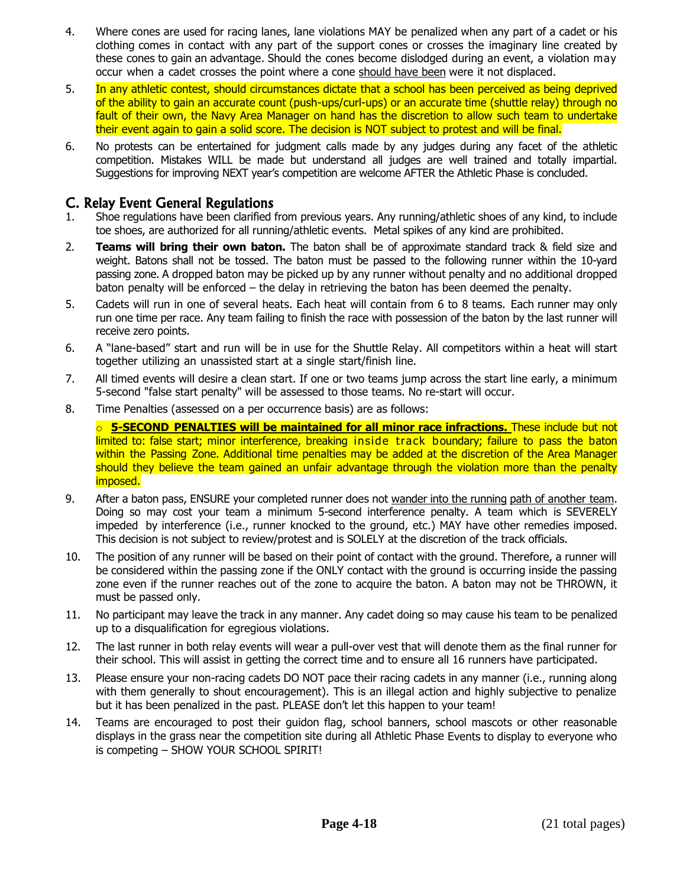4. Where cones are used for racing lanes, lane violations MAY be penalized when any part of a cadet or his clothing comes in contact with any part of the support cones or crosses the imaginary line created by these cones to gain an advantage. Should the cones become dislodged during an event, a violation may occur when a cadet crosses the point where a cone should have been were it not displaced.

5. In any athletic contest, should circumstances dictate that a school has been perceived as being deprived of the ability to gain an accurate count (push-ups/curl-ups) or an accurate time (shuttle relay) through no fault of their own, the Navy Area Manager on hand has the discretion to allow such team to undertake their event again to gain a solid score. The decision is NOT subject to protest and will be final.

6. No protests can be entertained for judgment calls made by any judges during any facet of the athletic competition. Mistakes WILL be made but understand all judges are well trained and totally impartial. Suggestions for improving NEXT year's competition are welcome AFTER the Athletic Phase is concluded.

## C. Relay Event General Regulations

1. Shoe regulations have been clarified from previous years. Any running/athletic shoes of any kind, to include toe shoes, are authorized for all running/athletic events. Metal spikes of any kind are prohibited.

2. **Teams will bring their own baton.** The baton shall be of approximate standard track & field size and weight. Batons shall not be tossed. The baton must be passed to the following runner within the 10-yard passing zone. A dropped baton may be picked up by any runner without penalty and no additional dropped baton penalty will be enforced – the delay in retrieving the baton has been deemed the penalty.

5. Cadets will run in one of several heats. Each heat will contain from 6 to 8 teams. Each runner may only run one time per race. Any team failing to finish the race with possession of the baton by the last runner will receive zero points.

6. A "lane-based" start and run will be in use for the Shuttle Relay. All competitors within a heat will start together utilizing an unassisted start at a single start/finish line.

7. All timed events will desire a clean start. If one or two teams jump across the start line early, a minimum 5-second "false start penalty" will be assessed to those teams. No re-start will occur.

8. Time Penalties (assessed on a per occurrence basis) are as follows:

   - **5-SECOND PENALTIES will be maintained for all minor race infractions.** These include but not limited to: false start; minor interference, breaking inside track boundary; failure to pass the baton within the Passing Zone. Additional time penalties may be added at the discretion of the Area Manager should they believe the team gained an unfair advantage through the violation more than the penalty imposed.

9. After a baton pass, ENSURE your completed runner does not wander into the running path of another team. Doing so may cost your team a minimum 5-second interference penalty. A team which is SEVERELY impeded by interference (i.e., runner knocked to the ground, etc.) MAY have other remedies imposed. This decision is not subject to review/protest and is SOLELY at the discretion of the track officials.

10. The position of any runner will be based on their point of contact with the ground. Therefore, a runner will be considered within the passing zone if the ONLY contact with the ground is occurring inside the passing zone even if the runner reaches out of the zone to acquire the baton. A baton may not be THROWN, it must be passed only.

11. No participant may leave the track in any manner. Any cadet doing so may cause his team to be penalized up to a disqualification for egregious violations.

12. The last runner in both relay events will wear a pull-over vest that will denote them as the final runner for their school. This will assist in getting the correct time and to ensure all 16 runners have participated.

13. Please ensure your non-racing cadets DO NOT pace their racing cadets in any manner (i.e., running along with them generally to shout encouragement). This is an illegal action and highly subjective to penalize but it has been penalized in the past. PLEASE don't let this happen to your team!

14. Teams are encouraged to post their guidon flag, school banners, school mascots or other reasonable displays in the grass near the competition site during all Athletic Phase Events to display to everyone who is competing – SHOW YOUR SCHOOL SPIRIT!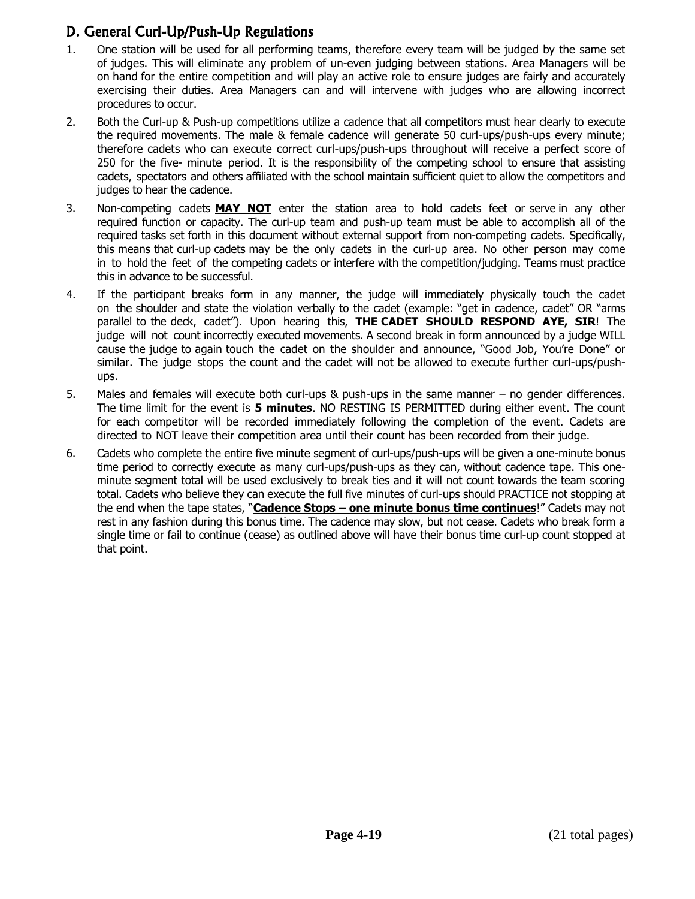## D. General Curl-Up/Push-Up Regulations

1. One station will be used for all performing teams, therefore every team will be judged by the same set of judges. This will eliminate any problem of un-even judging between stations. Area Managers will be on hand for the entire competition and will play an active role to ensure judges are fairly and accurately exercising their duties. Area Managers can and will intervene with judges who are allowing incorrect procedures to occur.

2. Both the Curl-up & Push-up competitions utilize a cadence that all competitors must hear clearly to execute the required movements. The male & female cadence will generate 50 curl-ups/push-ups every minute; therefore cadets who can execute correct curl-ups/push-ups throughout will receive a perfect score of 250 for the five- minute period. It is the responsibility of the competing school to ensure that assisting cadets, spectators and others affiliated with the school maintain sufficient quiet to allow the competitors and judges to hear the cadence.

3. Non-competing cadets **MAY NOT** enter the station area to hold cadets feet or serve in any other required function or capacity. The curl-up team and push-up team must be able to accomplish all of the required tasks set forth in this document without external support from non-competing cadets. Specifically, this means that curl-up cadets may be the only cadets in the curl-up area. No other person may come in to hold the feet of the competing cadets or interfere with the competition/judging. Teams must practice this in advance to be successful.

4. If the participant breaks form in any manner, the judge will immediately physically touch the cadet on the shoulder and state the violation verbally to the cadet (example: "get in cadence, cadet" OR "arms parallel to the deck, cadet"). Upon hearing this, **THE CADET SHOULD RESPOND AYE, SIR**! The judge will not count incorrectly executed movements. A second break in form announced by a judge WILL cause the judge to again touch the cadet on the shoulder and announce, "Good Job, You're Done" or similar. The judge stops the count and the cadet will not be allowed to execute further curl-ups/push-ups.

5. Males and females will execute both curl-ups & push-ups in the same manner – no gender differences. The time limit for the event is **5 minutes**. NO RESTING IS PERMITTED during either event. The count for each competitor will be recorded immediately following the completion of the event. Cadets are directed to NOT leave their competition area until their count has been recorded from their judge.

6. Cadets who complete the entire five minute segment of curl-ups/push-ups will be given a one-minute bonus time period to correctly execute as many curl-ups/push-ups as they can, without cadence tape. This one-minute segment total will be used exclusively to break ties and it will not count towards the team scoring total. Cadets who believe they can execute the full five minutes of curl-ups should PRACTICE not stopping at the end when the tape states, "**Cadence Stops – one minute bonus time continues**!" Cadets may not rest in any fashion during this bonus time. The cadence may slow, but not cease. Cadets who break form a single time or fail to continue (cease) as outlined above will have their bonus time curl-up count stopped at that point.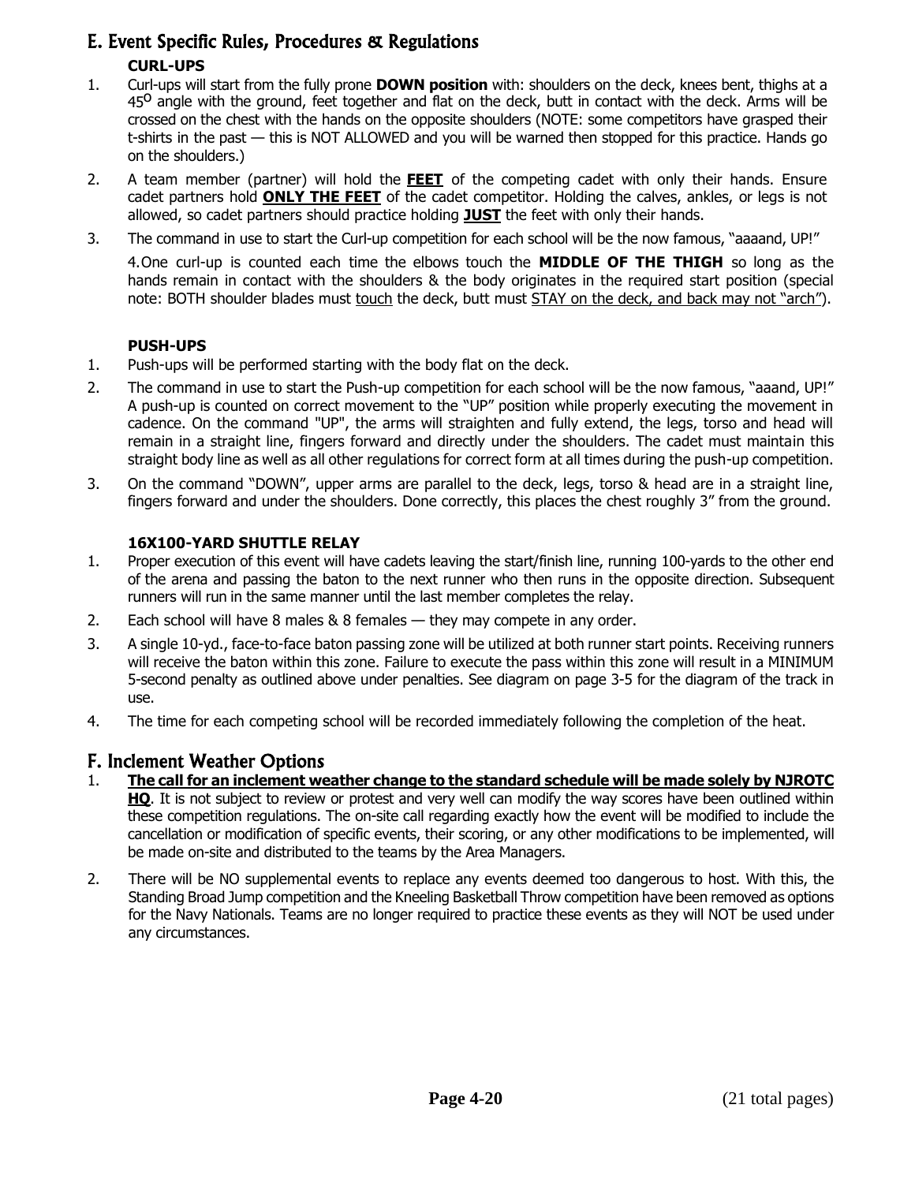## E. Event Specific Rules, Procedures & Regulations

### CURL-UPS

1. Curl-ups will start from the fully prone **DOWN position** with: shoulders on the deck, knees bent, thighs at a 45$^{o}$ angle with the ground, feet together and flat on the deck, butt in contact with the deck. Arms will be crossed on the chest with the hands on the opposite shoulders (NOTE: some competitors have grasped their t-shirts in the past — this is NOT ALLOWED and you will be warned then stopped for this practice. Hands go on the shoulders.)
2. A team member (partner) will hold the <u>**FEET**</u> of the competing cadet with only their hands. Ensure cadet partners hold <u>**ONLY THE FEET**</u> of the cadet competitor. Holding the calves, ankles, or legs is not allowed, so cadet partners should practice holding <u>**JUST**</u> the feet with only their hands.
3. The command in use to start the Curl-up competition for each school will be the now famous, "aaaand, UP!"

   4.One curl-up is counted each time the elbows touch the **MIDDLE OF THE THIGH** so long as the hands remain in contact with the shoulders & the body originates in the required start position (special note: BOTH shoulder blades must <u>touch</u> the deck, butt must <u>STAY on the deck, and back may not "arch"</u>).

### PUSH-UPS

1. Push-ups will be performed starting with the body flat on the deck.
2. The command in use to start the Push-up competition for each school will be the now famous, "aaand, UP!" A push-up is counted on correct movement to the "UP" position while properly executing the movement in cadence. On the command "UP", the arms will straighten and fully extend, the legs, torso and head will remain in a straight line, fingers forward and directly under the shoulders. The cadet must maintain this straight body line as well as all other regulations for correct form at all times during the push-up competition.
3. On the command "DOWN", upper arms are parallel to the deck, legs, torso & head are in a straight line, fingers forward and under the shoulders. Done correctly, this places the chest roughly 3" from the ground.

### 16X100-YARD SHUTTLE RELAY

1. Proper execution of this event will have cadets leaving the start/finish line, running 100-yards to the other end of the arena and passing the baton to the next runner who then runs in the opposite direction. Subsequent runners will run in the same manner until the last member completes the relay.
2. Each school will have 8 males & 8 females — they may compete in any order.
3. A single 10-yd., face-to-face baton passing zone will be utilized at both runner start points. Receiving runners will receive the baton within this zone. Failure to execute the pass within this zone will result in a MINIMUM 5-second penalty as outlined above under penalties. See diagram on page 3-5 for the diagram of the track in use.
4. The time for each competing school will be recorded immediately following the completion of the heat.

## F. Inclement Weather Options

1. <u>**The call for an inclement weather change to the standard schedule will be made solely by NJROTC HQ**</u>. It is not subject to review or protest and very well can modify the way scores have been outlined within these competition regulations. The on-site call regarding exactly how the event will be modified to include the cancellation or modification of specific events, their scoring, or any other modifications to be implemented, will be made on-site and distributed to the teams by the Area Managers.
2. There will be NO supplemental events to replace any events deemed too dangerous to host. With this, the Standing Broad Jump competition and the Kneeling Basketball Throw competition have been removed as options for the Navy Nationals. Teams are no longer required to practice these events as they will NOT be used under any circumstances.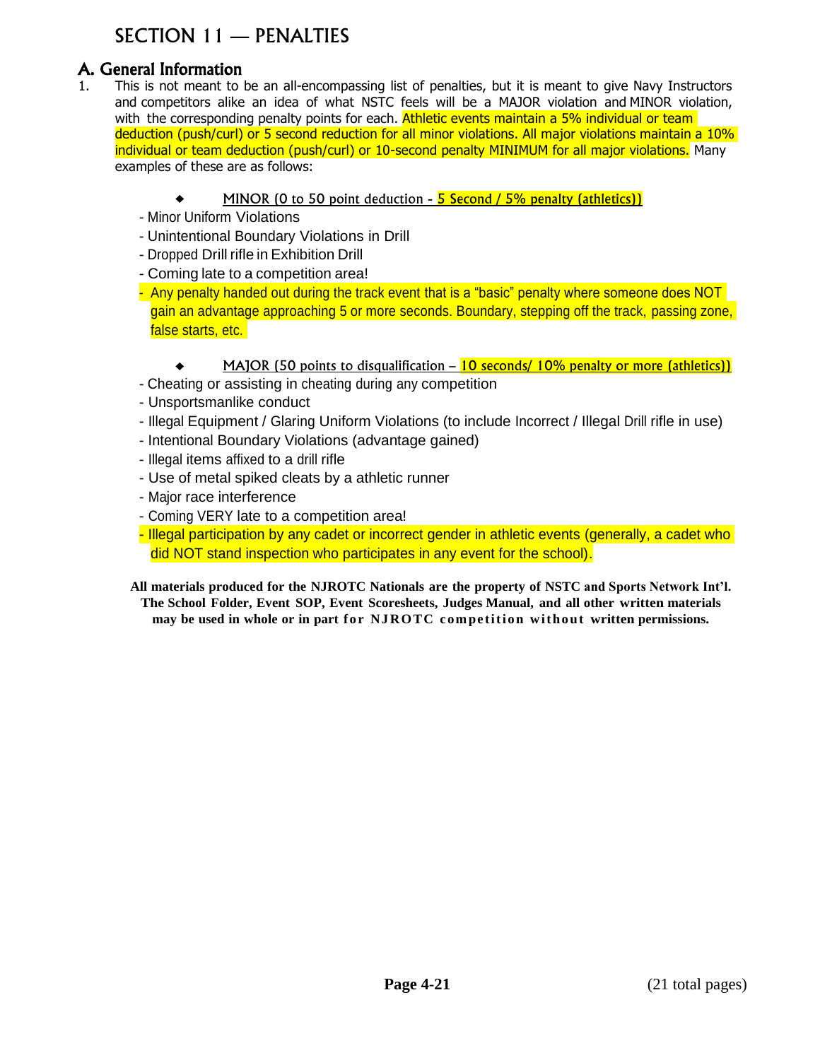# SECTION 11 — PENALTIES

## A. General Information

1. This is not meant to be an all-encompassing list of penalties, but it is meant to give Navy Instructors and competitors alike an idea of what NSTC feels will be a MAJOR violation and MINOR violation, with the corresponding penalty points for each. Athletic events maintain a 5% individual or team deduction (push/curl) or 5 second reduction for all minor violations. All major violations maintain a 10% individual or team deduction (push/curl) or 10-second penalty MINIMUM for all major violations. Many examples of these are as follows:

   - MINOR (0 to 50 point deduction - 5 Second / 5% penalty (athletics))

- Minor Uniform Violations
- Unintentional Boundary Violations in Drill
- Dropped Drill rifle in Exhibition Drill
- Coming late to a competition area!
- Any penalty handed out during the track event that is a "basic" penalty where someone does NOT gain an advantage approaching 5 or more seconds. Boundary, stepping off the track, passing zone, false starts, etc.

   - MAJOR (50 points to disqualification – 10 seconds/ 10% penalty or more (athletics))

- Cheating or assisting in cheating during any competition
- Unsportsmanlike conduct
- Illegal Equipment / Glaring Uniform Violations (to include Incorrect / Illegal Drill rifle in use)
- Intentional Boundary Violations (advantage gained)
- Illegal items affixed to a drill rifle
- Use of metal spiked cleats by a athletic runner
- Major race interference
- Coming VERY late to a competition area!
- Illegal participation by any cadet or incorrect gender in athletic events (generally, a cadet who did NOT stand inspection who participates in any event for the school).

**All materials produced for the NJROTC Nationals are the property of NSTC and Sports Network Int'l. The School Folder, Event SOP, Event Scoresheets, Judges Manual, and all other written materials may be used in whole or in part for NJROTC competition without written permissions.**